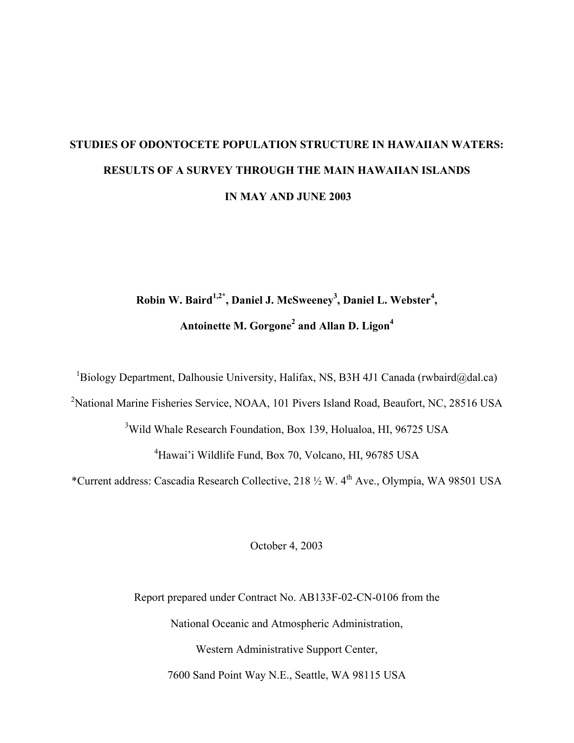# STUDIES OF ODONTOCETE POPULATION STRUCTURE IN HAWAIIAN WATERS: RESULTS OF A SURVEY THROUGH THE MAIN HAWAIIAN ISLANDS IN MAY AND JUNE 2003

**Robin W. Baird[1,2*], Daniel J. McSweeney[3], Daniel L. Webster[4], Antoinette M. Gorgone[2] and Allan D. Ligon[4]**

[1]Biology Department, Dalhousie University, Halifax, NS, B3H 4J1 Canada (rwbaird@dal.ca)

[2]National Marine Fisheries Service, NOAA, 101 Pivers Island Road, Beaufort, NC, 28516 USA

[3]Wild Whale Research Foundation, Box 139, Holualoa, HI, 96725 USA

[4]Hawai'i Wildlife Fund, Box 70, Volcano, HI, 96785 USA

*Current address: Cascadia Research Collective, 218 ½ W. 4th Ave., Olympia, WA 98501 USA

October 4, 2003

Report prepared under Contract No. AB133F-02-CN-0106 from the

National Oceanic and Atmospheric Administration,

Western Administrative Support Center,

7600 Sand Point Way N.E., Seattle, WA 98115 USA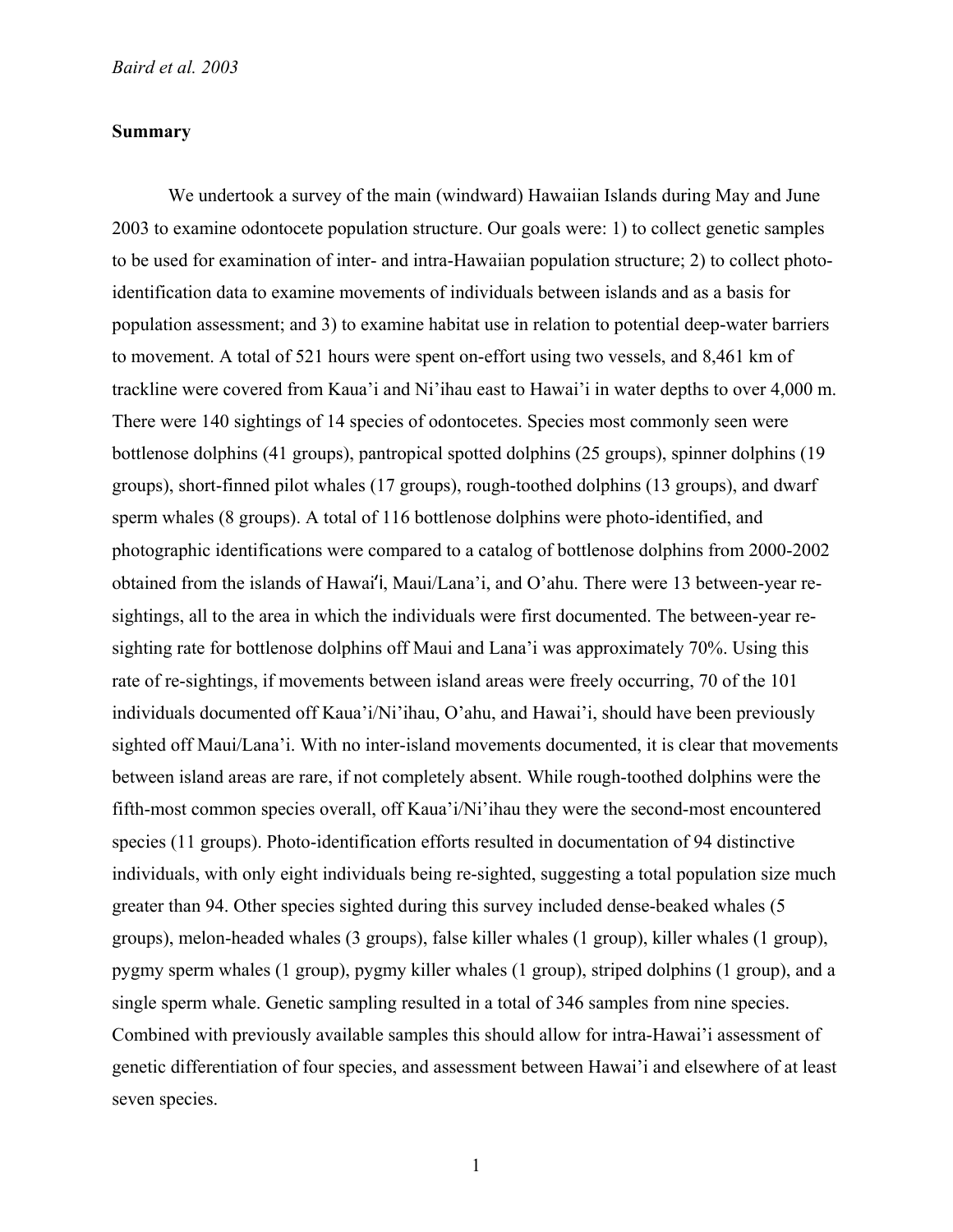## Summary

We undertook a survey of the main (windward) Hawaiian Islands during May and June 2003 to examine odontocete population structure. Our goals were: 1) to collect genetic samples to be used for examination of inter- and intra-Hawaiian population structure; 2) to collect photo-identification data to examine movements of individuals between islands and as a basis for population assessment; and 3) to examine habitat use in relation to potential deep-water barriers to movement. A total of 521 hours were spent on-effort using two vessels, and 8,461 km of trackline were covered from Kaua'i and Ni'ihau east to Hawai'i in water depths to over 4,000 m. There were 140 sightings of 14 species of odontocetes. Species most commonly seen were bottlenose dolphins (41 groups), pantropical spotted dolphins (25 groups), spinner dolphins (19 groups), short-finned pilot whales (17 groups), rough-toothed dolphins (13 groups), and dwarf sperm whales (8 groups). A total of 116 bottlenose dolphins were photo-identified, and photographic identifications were compared to a catalog of bottlenose dolphins from 2000-2002 obtained from the islands of Hawaiʻi, Maui/Lana'i, and O'ahu. There were 13 between-year re-sightings, all to the area in which the individuals were first documented. The between-year re-sighting rate for bottlenose dolphins off Maui and Lana'i was approximately 70%. Using this rate of re-sightings, if movements between island areas were freely occurring, 70 of the 101 individuals documented off Kaua'i/Ni'ihau, O'ahu, and Hawai'i, should have been previously sighted off Maui/Lana'i. With no inter-island movements documented, it is clear that movements between island areas are rare, if not completely absent. While rough-toothed dolphins were the fifth-most common species overall, off Kaua'i/Ni'ihau they were the second-most encountered species (11 groups). Photo-identification efforts resulted in documentation of 94 distinctive individuals, with only eight individuals being re-sighted, suggesting a total population size much greater than 94. Other species sighted during this survey included dense-beaked whales (5 groups), melon-headed whales (3 groups), false killer whales (1 group), killer whales (1 group), pygmy sperm whales (1 group), pygmy killer whales (1 group), striped dolphins (1 group), and a single sperm whale. Genetic sampling resulted in a total of 346 samples from nine species. Combined with previously available samples this should allow for intra-Hawai'i assessment of genetic differentiation of four species, and assessment between Hawai'i and elsewhere of at least seven species.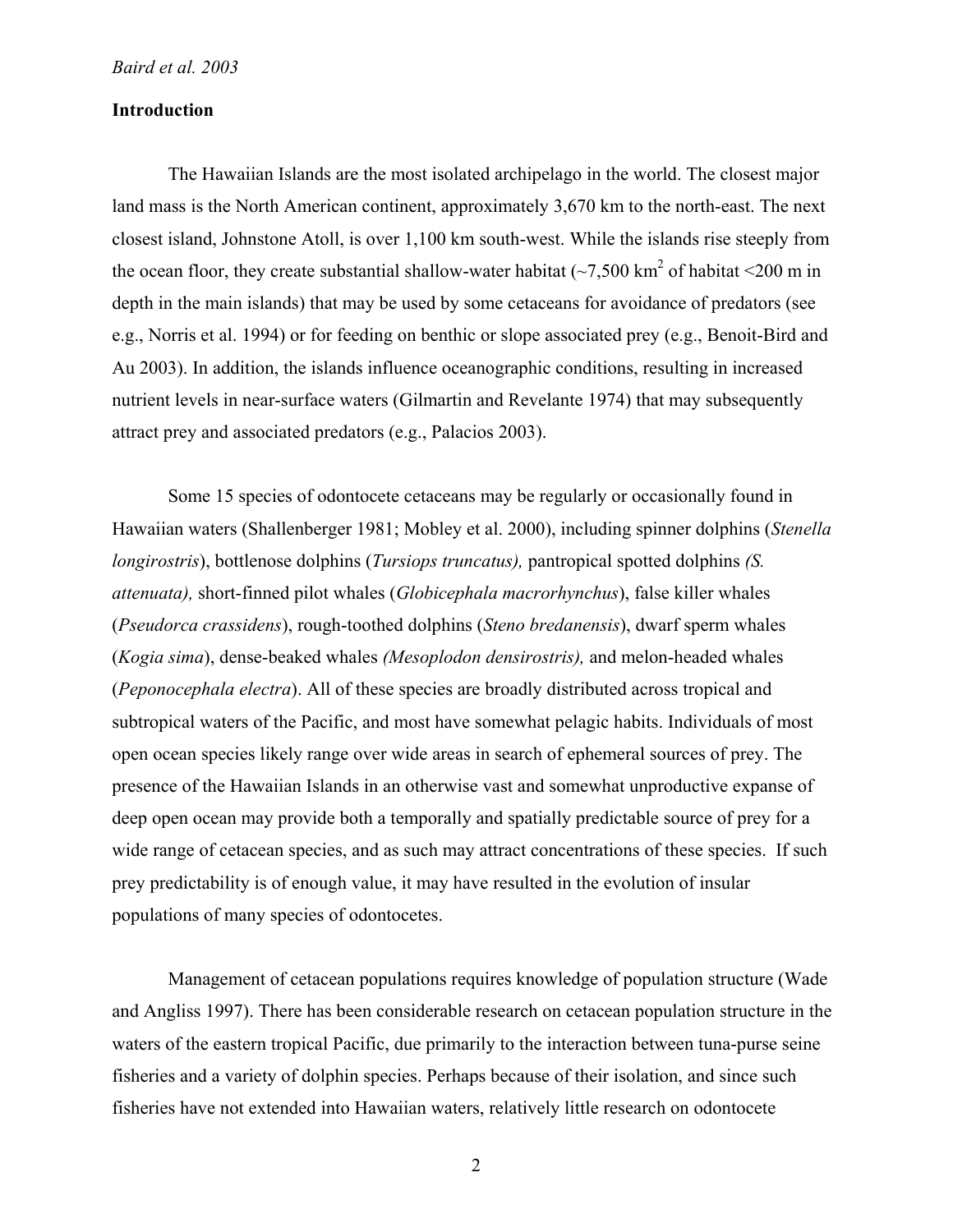## Introduction

The Hawaiian Islands are the most isolated archipelago in the world. The closest major land mass is the North American continent, approximately 3,670 km to the north-east. The next closest island, Johnstone Atoll, is over 1,100 km south-west. While the islands rise steeply from the ocean floor, they create substantial shallow-water habitat (~7,500 km$^2$ of habitat <200 m in depth in the main islands) that may be used by some cetaceans for avoidance of predators (see e.g., Norris et al. 1994) or for feeding on benthic or slope associated prey (e.g., Benoit-Bird and Au 2003). In addition, the islands influence oceanographic conditions, resulting in increased nutrient levels in near-surface waters (Gilmartin and Revelante 1974) that may subsequently attract prey and associated predators (e.g., Palacios 2003).

Some 15 species of odontocete cetaceans may be regularly or occasionally found in Hawaiian waters (Shallenberger 1981; Mobley et al. 2000), including spinner dolphins (*Stenella longirostris*), bottlenose dolphins (*Tursiops truncatus),* pantropical spotted dolphins *(S. attenuata),* short-finned pilot whales (*Globicephala macrorhynchus*), false killer whales (*Pseudorca crassidens*), rough-toothed dolphins (*Steno bredanensis*), dwarf sperm whales (*Kogia sima*), dense-beaked whales *(Mesoplodon densirostris),* and melon-headed whales (*Peponocephala electra*). All of these species are broadly distributed across tropical and subtropical waters of the Pacific, and most have somewhat pelagic habits. Individuals of most open ocean species likely range over wide areas in search of ephemeral sources of prey. The presence of the Hawaiian Islands in an otherwise vast and somewhat unproductive expanse of deep open ocean may provide both a temporally and spatially predictable source of prey for a wide range of cetacean species, and as such may attract concentrations of these species. If such prey predictability is of enough value, it may have resulted in the evolution of insular populations of many species of odontocetes.

Management of cetacean populations requires knowledge of population structure (Wade and Angliss 1997). There has been considerable research on cetacean population structure in the waters of the eastern tropical Pacific, due primarily to the interaction between tuna-purse seine fisheries and a variety of dolphin species. Perhaps because of their isolation, and since such fisheries have not extended into Hawaiian waters, relatively little research on odontocete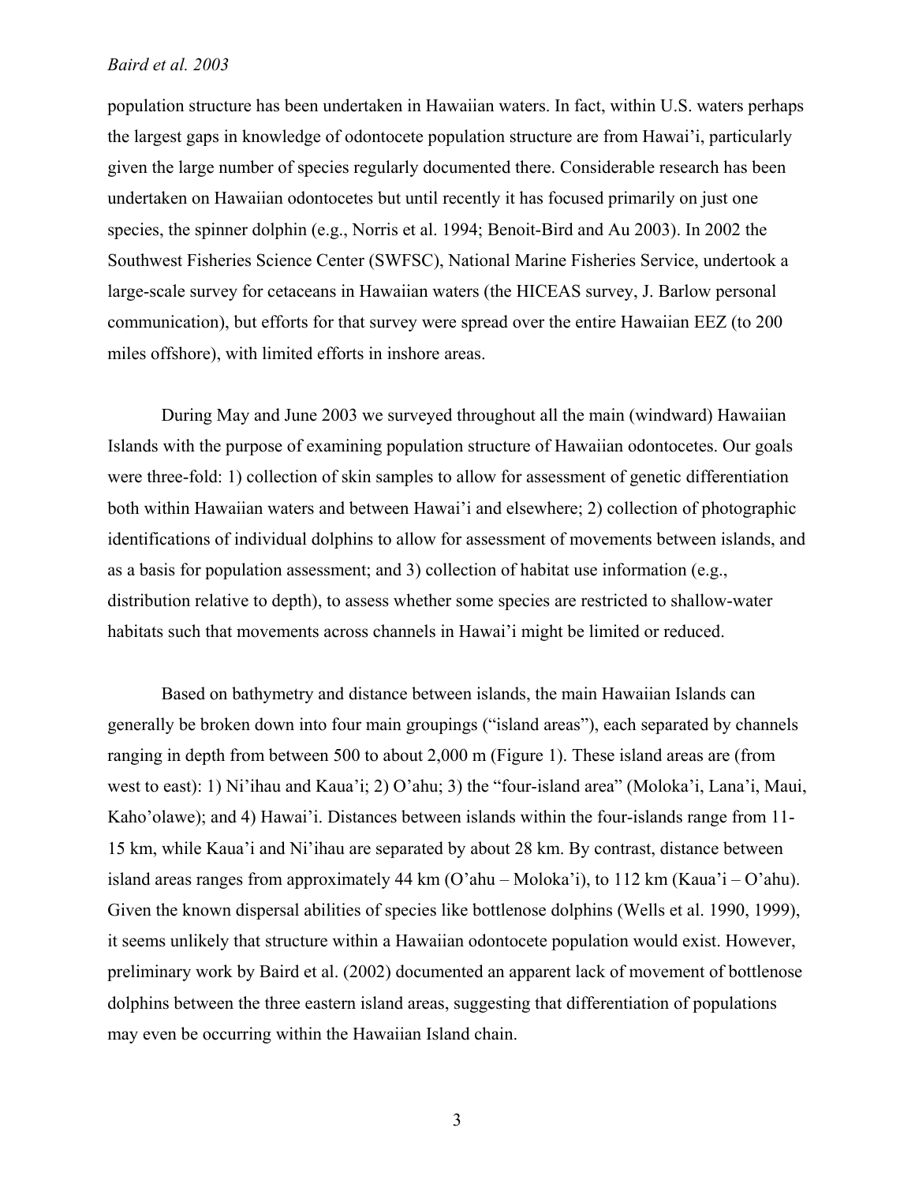population structure has been undertaken in Hawaiian waters. In fact, within U.S. waters perhaps the largest gaps in knowledge of odontocete population structure are from Hawai'i, particularly given the large number of species regularly documented there. Considerable research has been undertaken on Hawaiian odontocetes but until recently it has focused primarily on just one species, the spinner dolphin (e.g., Norris et al. 1994; Benoit-Bird and Au 2003). In 2002 the Southwest Fisheries Science Center (SWFSC), National Marine Fisheries Service, undertook a large-scale survey for cetaceans in Hawaiian waters (the HICEAS survey, J. Barlow personal communication), but efforts for that survey were spread over the entire Hawaiian EEZ (to 200 miles offshore), with limited efforts in inshore areas.

During May and June 2003 we surveyed throughout all the main (windward) Hawaiian Islands with the purpose of examining population structure of Hawaiian odontocetes. Our goals were three-fold: 1) collection of skin samples to allow for assessment of genetic differentiation both within Hawaiian waters and between Hawai'i and elsewhere; 2) collection of photographic identifications of individual dolphins to allow for assessment of movements between islands, and as a basis for population assessment; and 3) collection of habitat use information (e.g., distribution relative to depth), to assess whether some species are restricted to shallow-water habitats such that movements across channels in Hawai'i might be limited or reduced.

Based on bathymetry and distance between islands, the main Hawaiian Islands can generally be broken down into four main groupings ("island areas"), each separated by channels ranging in depth from between 500 to about 2,000 m (Figure 1). These island areas are (from west to east): 1) Ni'ihau and Kaua'i; 2) O'ahu; 3) the "four-island area" (Moloka'i, Lana'i, Maui, Kaho'olawe); and 4) Hawai'i. Distances between islands within the four-islands range from 11-15 km, while Kaua'i and Ni'ihau are separated by about 28 km. By contrast, distance between island areas ranges from approximately 44 km (O'ahu – Moloka'i), to 112 km (Kaua'i – O'ahu). Given the known dispersal abilities of species like bottlenose dolphins (Wells et al. 1990, 1999), it seems unlikely that structure within a Hawaiian odontocete population would exist. However, preliminary work by Baird et al. (2002) documented an apparent lack of movement of bottlenose dolphins between the three eastern island areas, suggesting that differentiation of populations may even be occurring within the Hawaiian Island chain.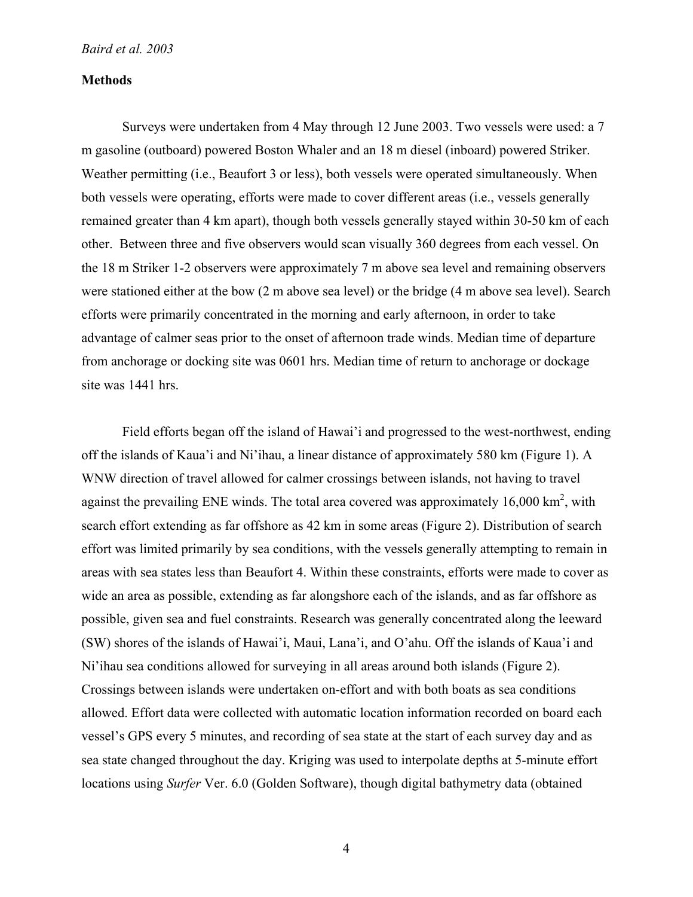**Methods**

Surveys were undertaken from 4 May through 12 June 2003. Two vessels were used: a 7 m gasoline (outboard) powered Boston Whaler and an 18 m diesel (inboard) powered Striker. Weather permitting (i.e., Beaufort 3 or less), both vessels were operated simultaneously. When both vessels were operating, efforts were made to cover different areas (i.e., vessels generally remained greater than 4 km apart), though both vessels generally stayed within 30-50 km of each other. Between three and five observers would scan visually 360 degrees from each vessel. On the 18 m Striker 1-2 observers were approximately 7 m above sea level and remaining observers were stationed either at the bow (2 m above sea level) or the bridge (4 m above sea level). Search efforts were primarily concentrated in the morning and early afternoon, in order to take advantage of calmer seas prior to the onset of afternoon trade winds. Median time of departure from anchorage or docking site was 0601 hrs. Median time of return to anchorage or dockage site was 1441 hrs.

Field efforts began off the island of Hawai'i and progressed to the west-northwest, ending off the islands of Kaua'i and Ni'ihau, a linear distance of approximately 580 km (Figure 1). A WNW direction of travel allowed for calmer crossings between islands, not having to travel against the prevailing ENE winds. The total area covered was approximately 16,000 km$^2$, with search effort extending as far offshore as 42 km in some areas (Figure 2). Distribution of search effort was limited primarily by sea conditions, with the vessels generally attempting to remain in areas with sea states less than Beaufort 4. Within these constraints, efforts were made to cover as wide an area as possible, extending as far alongshore each of the islands, and as far offshore as possible, given sea and fuel constraints. Research was generally concentrated along the leeward (SW) shores of the islands of Hawai'i, Maui, Lana'i, and O'ahu. Off the islands of Kaua'i and Ni'ihau sea conditions allowed for surveying in all areas around both islands (Figure 2). Crossings between islands were undertaken on-effort and with both boats as sea conditions allowed. Effort data were collected with automatic location information recorded on board each vessel's GPS every 5 minutes, and recording of sea state at the start of each survey day and as sea state changed throughout the day. Kriging was used to interpolate depths at 5-minute effort locations using *Surfer* Ver. 6.0 (Golden Software), though digital bathymetry data (obtained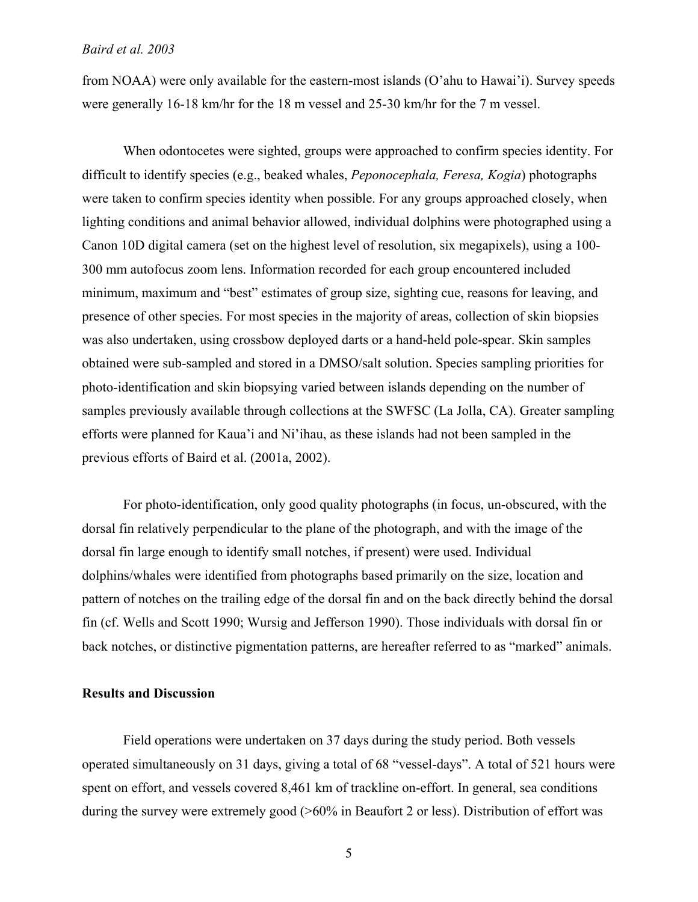from NOAA) were only available for the eastern-most islands (O'ahu to Hawai'i). Survey speeds were generally 16-18 km/hr for the 18 m vessel and 25-30 km/hr for the 7 m vessel.

When odontocetes were sighted, groups were approached to confirm species identity. For difficult to identify species (e.g., beaked whales, *Peponocephala, Feresa, Kogia*) photographs were taken to confirm species identity when possible. For any groups approached closely, when lighting conditions and animal behavior allowed, individual dolphins were photographed using a Canon 10D digital camera (set on the highest level of resolution, six megapixels), using a 100-300 mm autofocus zoom lens. Information recorded for each group encountered included minimum, maximum and "best" estimates of group size, sighting cue, reasons for leaving, and presence of other species. For most species in the majority of areas, collection of skin biopsies was also undertaken, using crossbow deployed darts or a hand-held pole-spear. Skin samples obtained were sub-sampled and stored in a DMSO/salt solution. Species sampling priorities for photo-identification and skin biopsying varied between islands depending on the number of samples previously available through collections at the SWFSC (La Jolla, CA). Greater sampling efforts were planned for Kaua'i and Ni'ihau, as these islands had not been sampled in the previous efforts of Baird et al. (2001a, 2002).

For photo-identification, only good quality photographs (in focus, un-obscured, with the dorsal fin relatively perpendicular to the plane of the photograph, and with the image of the dorsal fin large enough to identify small notches, if present) were used. Individual dolphins/whales were identified from photographs based primarily on the size, location and pattern of notches on the trailing edge of the dorsal fin and on the back directly behind the dorsal fin (cf. Wells and Scott 1990; Wursig and Jefferson 1990). Those individuals with dorsal fin or back notches, or distinctive pigmentation patterns, are hereafter referred to as "marked" animals.

## Results and Discussion

Field operations were undertaken on 37 days during the study period. Both vessels operated simultaneously on 31 days, giving a total of 68 "vessel-days". A total of 521 hours were spent on effort, and vessels covered 8,461 km of trackline on-effort. In general, sea conditions during the survey were extremely good (>60% in Beaufort 2 or less). Distribution of effort was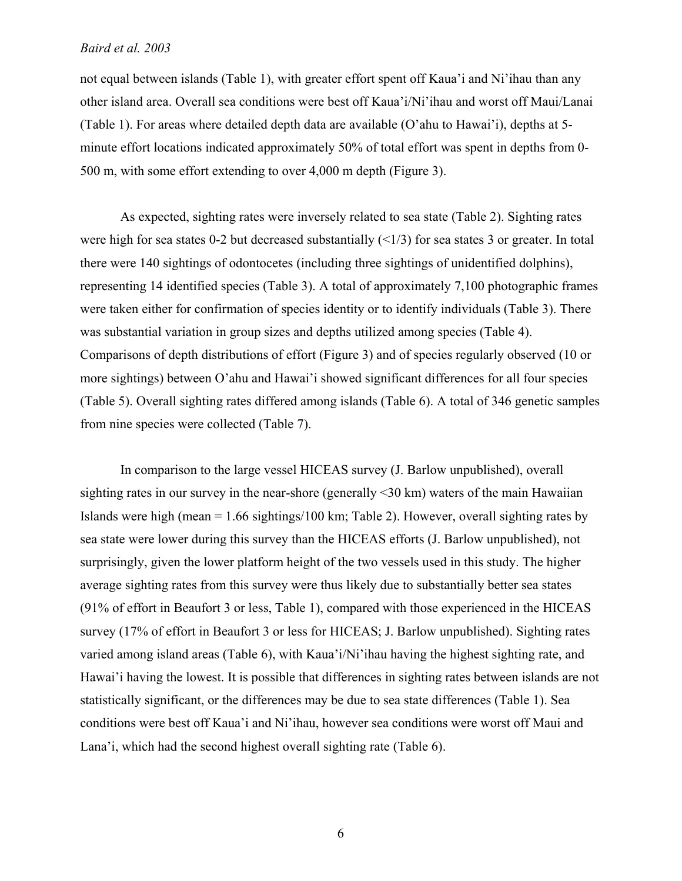not equal between islands (Table 1), with greater effort spent off Kaua'i and Ni'ihau than any other island area. Overall sea conditions were best off Kaua'i/Ni'ihau and worst off Maui/Lanai (Table 1). For areas where detailed depth data are available (O'ahu to Hawai'i), depths at 5-minute effort locations indicated approximately 50% of total effort was spent in depths from 0-500 m, with some effort extending to over 4,000 m depth (Figure 3).

As expected, sighting rates were inversely related to sea state (Table 2). Sighting rates were high for sea states 0-2 but decreased substantially (<1/3) for sea states 3 or greater. In total there were 140 sightings of odontocetes (including three sightings of unidentified dolphins), representing 14 identified species (Table 3). A total of approximately 7,100 photographic frames were taken either for confirmation of species identity or to identify individuals (Table 3). There was substantial variation in group sizes and depths utilized among species (Table 4). Comparisons of depth distributions of effort (Figure 3) and of species regularly observed (10 or more sightings) between O'ahu and Hawai'i showed significant differences for all four species (Table 5). Overall sighting rates differed among islands (Table 6). A total of 346 genetic samples from nine species were collected (Table 7).

In comparison to the large vessel HICEAS survey (J. Barlow unpublished), overall sighting rates in our survey in the near-shore (generally <30 km) waters of the main Hawaiian Islands were high (mean = 1.66 sightings/100 km; Table 2). However, overall sighting rates by sea state were lower during this survey than the HICEAS efforts (J. Barlow unpublished), not surprisingly, given the lower platform height of the two vessels used in this study. The higher average sighting rates from this survey were thus likely due to substantially better sea states (91% of effort in Beaufort 3 or less, Table 1), compared with those experienced in the HICEAS survey (17% of effort in Beaufort 3 or less for HICEAS; J. Barlow unpublished). Sighting rates varied among island areas (Table 6), with Kaua'i/Ni'ihau having the highest sighting rate, and Hawai'i having the lowest. It is possible that differences in sighting rates between islands are not statistically significant, or the differences may be due to sea state differences (Table 1). Sea conditions were best off Kaua'i and Ni'ihau, however sea conditions were worst off Maui and Lana'i, which had the second highest overall sighting rate (Table 6).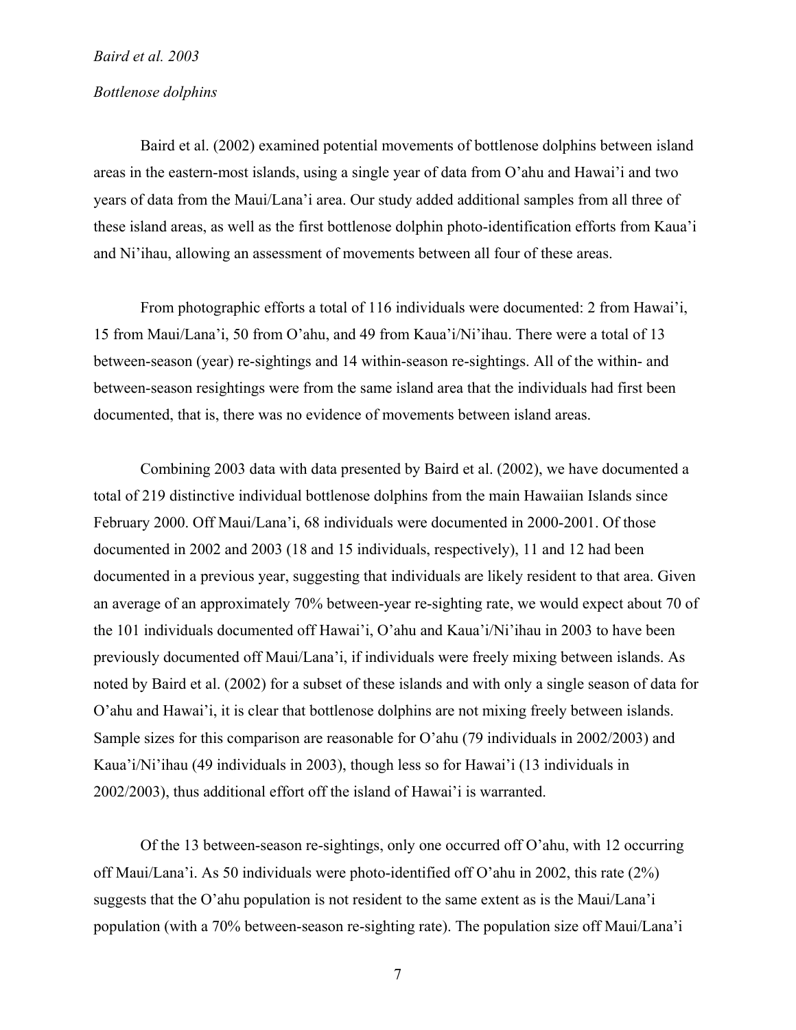*Baird et al. 2003*

*Bottlenose dolphins*

Baird et al. (2002) examined potential movements of bottlenose dolphins between island areas in the eastern-most islands, using a single year of data from O'ahu and Hawai'i and two years of data from the Maui/Lana'i area. Our study added additional samples from all three of these island areas, as well as the first bottlenose dolphin photo-identification efforts from Kaua'i and Ni'ihau, allowing an assessment of movements between all four of these areas.

From photographic efforts a total of 116 individuals were documented: 2 from Hawai'i, 15 from Maui/Lana'i, 50 from O'ahu, and 49 from Kaua'i/Ni'ihau. There were a total of 13 between-season (year) re-sightings and 14 within-season re-sightings. All of the within- and between-season resightings were from the same island area that the individuals had first been documented, that is, there was no evidence of movements between island areas.

Combining 2003 data with data presented by Baird et al. (2002), we have documented a total of 219 distinctive individual bottlenose dolphins from the main Hawaiian Islands since February 2000. Off Maui/Lana'i, 68 individuals were documented in 2000-2001. Of those documented in 2002 and 2003 (18 and 15 individuals, respectively), 11 and 12 had been documented in a previous year, suggesting that individuals are likely resident to that area. Given an average of an approximately 70% between-year re-sighting rate, we would expect about 70 of the 101 individuals documented off Hawai'i, O'ahu and Kaua'i/Ni'ihau in 2003 to have been previously documented off Maui/Lana'i, if individuals were freely mixing between islands. As noted by Baird et al. (2002) for a subset of these islands and with only a single season of data for O'ahu and Hawai'i, it is clear that bottlenose dolphins are not mixing freely between islands. Sample sizes for this comparison are reasonable for O'ahu (79 individuals in 2002/2003) and Kaua'i/Ni'ihau (49 individuals in 2003), though less so for Hawai'i (13 individuals in 2002/2003), thus additional effort off the island of Hawai'i is warranted.

Of the 13 between-season re-sightings, only one occurred off O'ahu, with 12 occurring off Maui/Lana'i. As 50 individuals were photo-identified off O'ahu in 2002, this rate (2%) suggests that the O'ahu population is not resident to the same extent as is the Maui/Lana'i population (with a 70% between-season re-sighting rate). The population size off Maui/Lana'i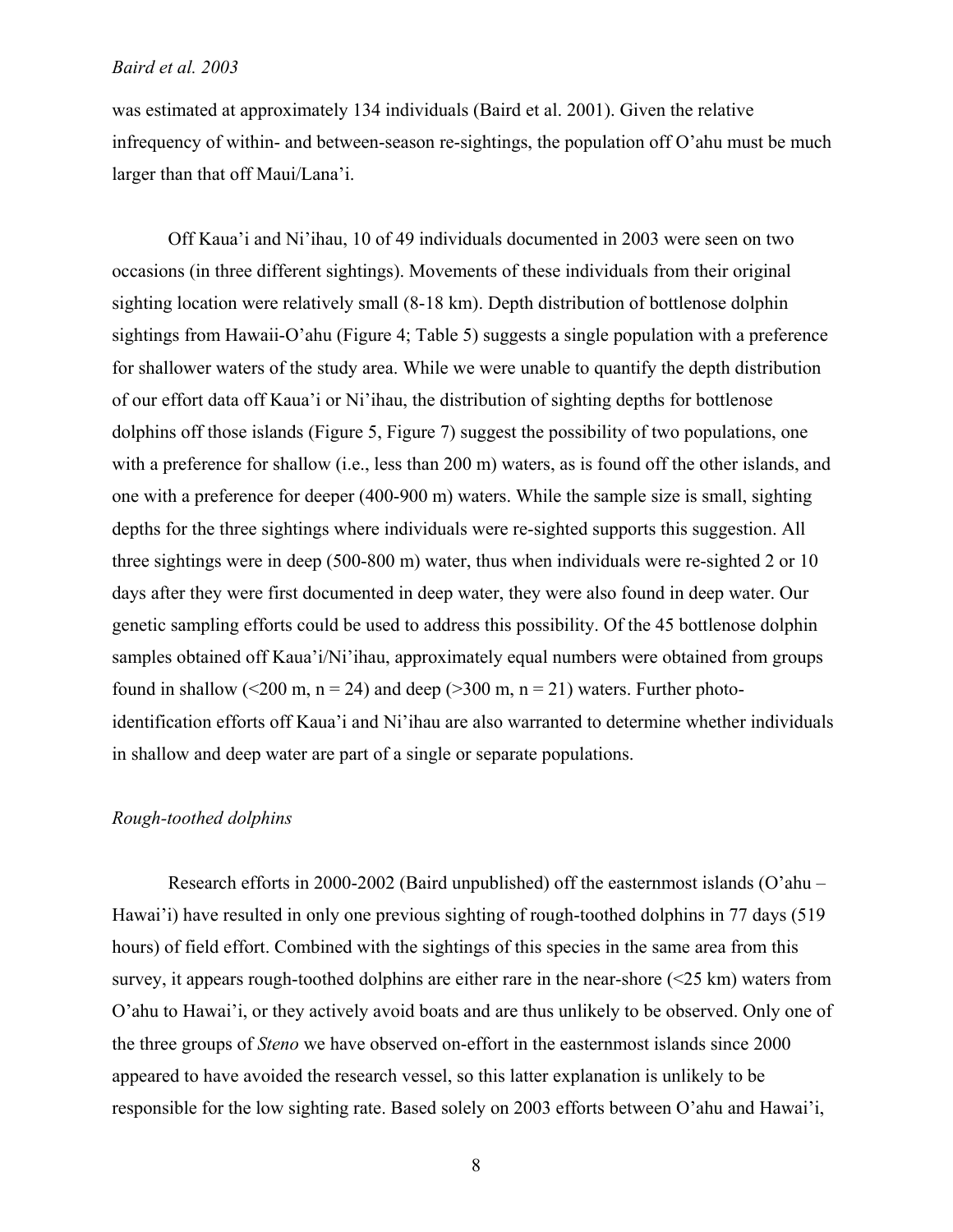was estimated at approximately 134 individuals (Baird et al. 2001). Given the relative infrequency of within- and between-season re-sightings, the population off O'ahu must be much larger than that off Maui/Lana'i.

Off Kaua'i and Ni'ihau, 10 of 49 individuals documented in 2003 were seen on two occasions (in three different sightings). Movements of these individuals from their original sighting location were relatively small (8-18 km). Depth distribution of bottlenose dolphin sightings from Hawaii-O'ahu (Figure 4; Table 5) suggests a single population with a preference for shallower waters of the study area. While we were unable to quantify the depth distribution of our effort data off Kaua'i or Ni'ihau, the distribution of sighting depths for bottlenose dolphins off those islands (Figure 5, Figure 7) suggest the possibility of two populations, one with a preference for shallow (i.e., less than 200 m) waters, as is found off the other islands, and one with a preference for deeper (400-900 m) waters. While the sample size is small, sighting depths for the three sightings where individuals were re-sighted supports this suggestion. All three sightings were in deep (500-800 m) water, thus when individuals were re-sighted 2 or 10 days after they were first documented in deep water, they were also found in deep water. Our genetic sampling efforts could be used to address this possibility. Of the 45 bottlenose dolphin samples obtained off Kaua'i/Ni'ihau, approximately equal numbers were obtained from groups found in shallow (<200 m, n = 24) and deep (>300 m, n = 21) waters. Further photo-identification efforts off Kaua'i and Ni'ihau are also warranted to determine whether individuals in shallow and deep water are part of a single or separate populations.

### *Rough-toothed dolphins*

Research efforts in 2000-2002 (Baird unpublished) off the easternmost islands (O'ahu – Hawai'i) have resulted in only one previous sighting of rough-toothed dolphins in 77 days (519 hours) of field effort. Combined with the sightings of this species in the same area from this survey, it appears rough-toothed dolphins are either rare in the near-shore (<25 km) waters from O'ahu to Hawai'i, or they actively avoid boats and are thus unlikely to be observed. Only one of the three groups of *Steno* we have observed on-effort in the easternmost islands since 2000 appeared to have avoided the research vessel, so this latter explanation is unlikely to be responsible for the low sighting rate. Based solely on 2003 efforts between O'ahu and Hawai'i,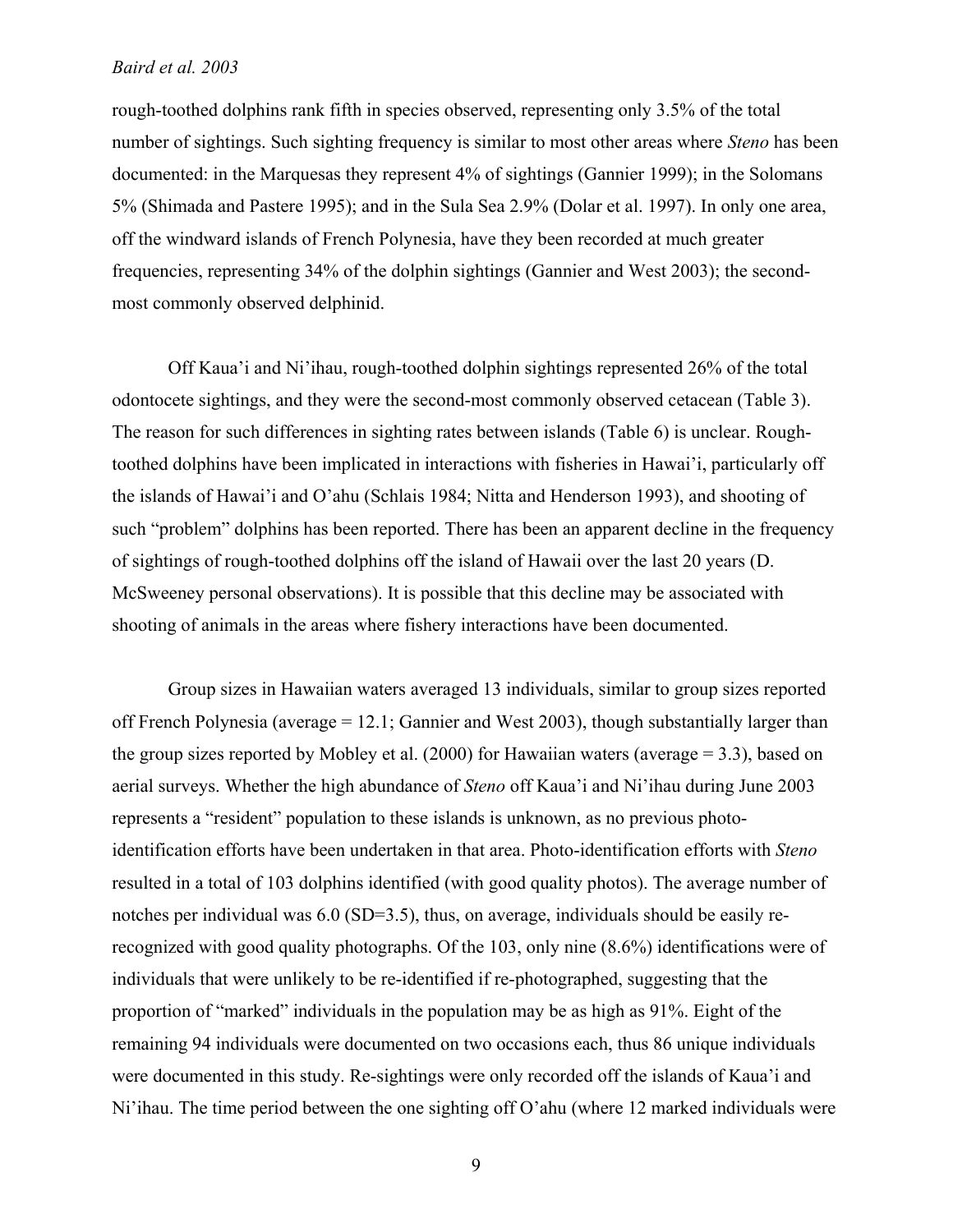rough-toothed dolphins rank fifth in species observed, representing only 3.5% of the total number of sightings. Such sighting frequency is similar to most other areas where *Steno* has been documented: in the Marquesas they represent 4% of sightings (Gannier 1999); in the Solomans 5% (Shimada and Pastere 1995); and in the Sula Sea 2.9% (Dolar et al. 1997). In only one area, off the windward islands of French Polynesia, have they been recorded at much greater frequencies, representing 34% of the dolphin sightings (Gannier and West 2003); the second-most commonly observed delphinid.

Off Kaua'i and Ni'ihau, rough-toothed dolphin sightings represented 26% of the total odontocete sightings, and they were the second-most commonly observed cetacean (Table 3). The reason for such differences in sighting rates between islands (Table 6) is unclear. Rough-toothed dolphins have been implicated in interactions with fisheries in Hawai'i, particularly off the islands of Hawai'i and O'ahu (Schlais 1984; Nitta and Henderson 1993), and shooting of such "problem" dolphins has been reported. There has been an apparent decline in the frequency of sightings of rough-toothed dolphins off the island of Hawaii over the last 20 years (D. McSweeney personal observations). It is possible that this decline may be associated with shooting of animals in the areas where fishery interactions have been documented.

Group sizes in Hawaiian waters averaged 13 individuals, similar to group sizes reported off French Polynesia (average = 12.1; Gannier and West 2003), though substantially larger than the group sizes reported by Mobley et al. (2000) for Hawaiian waters (average = 3.3), based on aerial surveys. Whether the high abundance of *Steno* off Kaua'i and Ni'ihau during June 2003 represents a "resident" population to these islands is unknown, as no previous photo-identification efforts have been undertaken in that area. Photo-identification efforts with *Steno* resulted in a total of 103 dolphins identified (with good quality photos). The average number of notches per individual was 6.0 (SD=3.5), thus, on average, individuals should be easily re-recognized with good quality photographs. Of the 103, only nine (8.6%) identifications were of individuals that were unlikely to be re-identified if re-photographed, suggesting that the proportion of "marked" individuals in the population may be as high as 91%. Eight of the remaining 94 individuals were documented on two occasions each, thus 86 unique individuals were documented in this study. Re-sightings were only recorded off the islands of Kaua'i and Ni'ihau. The time period between the one sighting off O'ahu (where 12 marked individuals were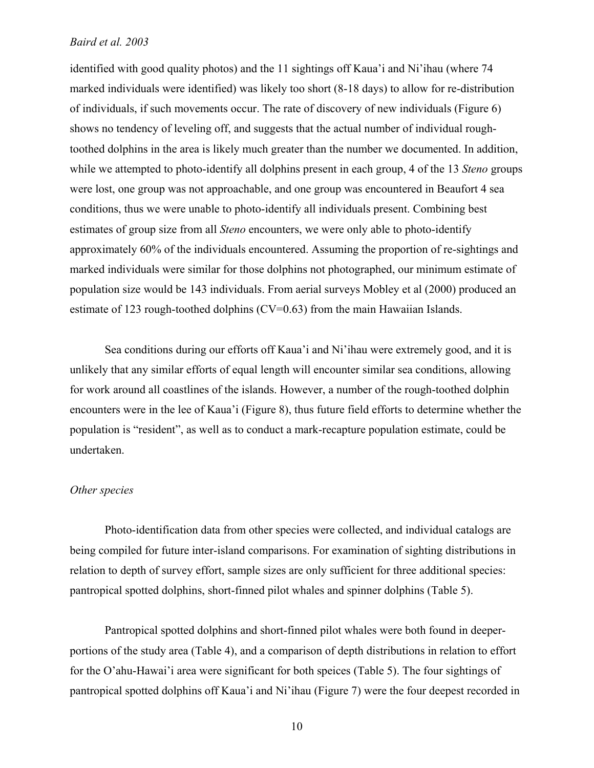identified with good quality photos) and the 11 sightings off Kaua'i and Ni'ihau (where 74 marked individuals were identified) was likely too short (8-18 days) to allow for re-distribution of individuals, if such movements occur. The rate of discovery of new individuals (Figure 6) shows no tendency of leveling off, and suggests that the actual number of individual rough-toothed dolphins in the area is likely much greater than the number we documented. In addition, while we attempted to photo-identify all dolphins present in each group, 4 of the 13 *Steno* groups were lost, one group was not approachable, and one group was encountered in Beaufort 4 sea conditions, thus we were unable to photo-identify all individuals present. Combining best estimates of group size from all *Steno* encounters, we were only able to photo-identify approximately 60% of the individuals encountered. Assuming the proportion of re-sightings and marked individuals were similar for those dolphins not photographed, our minimum estimate of population size would be 143 individuals. From aerial surveys Mobley et al (2000) produced an estimate of 123 rough-toothed dolphins (CV=0.63) from the main Hawaiian Islands.

Sea conditions during our efforts off Kaua'i and Ni'ihau were extremely good, and it is unlikely that any similar efforts of equal length will encounter similar sea conditions, allowing for work around all coastlines of the islands. However, a number of the rough-toothed dolphin encounters were in the lee of Kaua'i (Figure 8), thus future field efforts to determine whether the population is "resident", as well as to conduct a mark-recapture population estimate, could be undertaken.

*Other species*

Photo-identification data from other species were collected, and individual catalogs are being compiled for future inter-island comparisons. For examination of sighting distributions in relation to depth of survey effort, sample sizes are only sufficient for three additional species: pantropical spotted dolphins, short-finned pilot whales and spinner dolphins (Table 5).

Pantropical spotted dolphins and short-finned pilot whales were both found in deeper-portions of the study area (Table 4), and a comparison of depth distributions in relation to effort for the O'ahu-Hawai'i area were significant for both speices (Table 5). The four sightings of pantropical spotted dolphins off Kaua'i and Ni'ihau (Figure 7) were the four deepest recorded in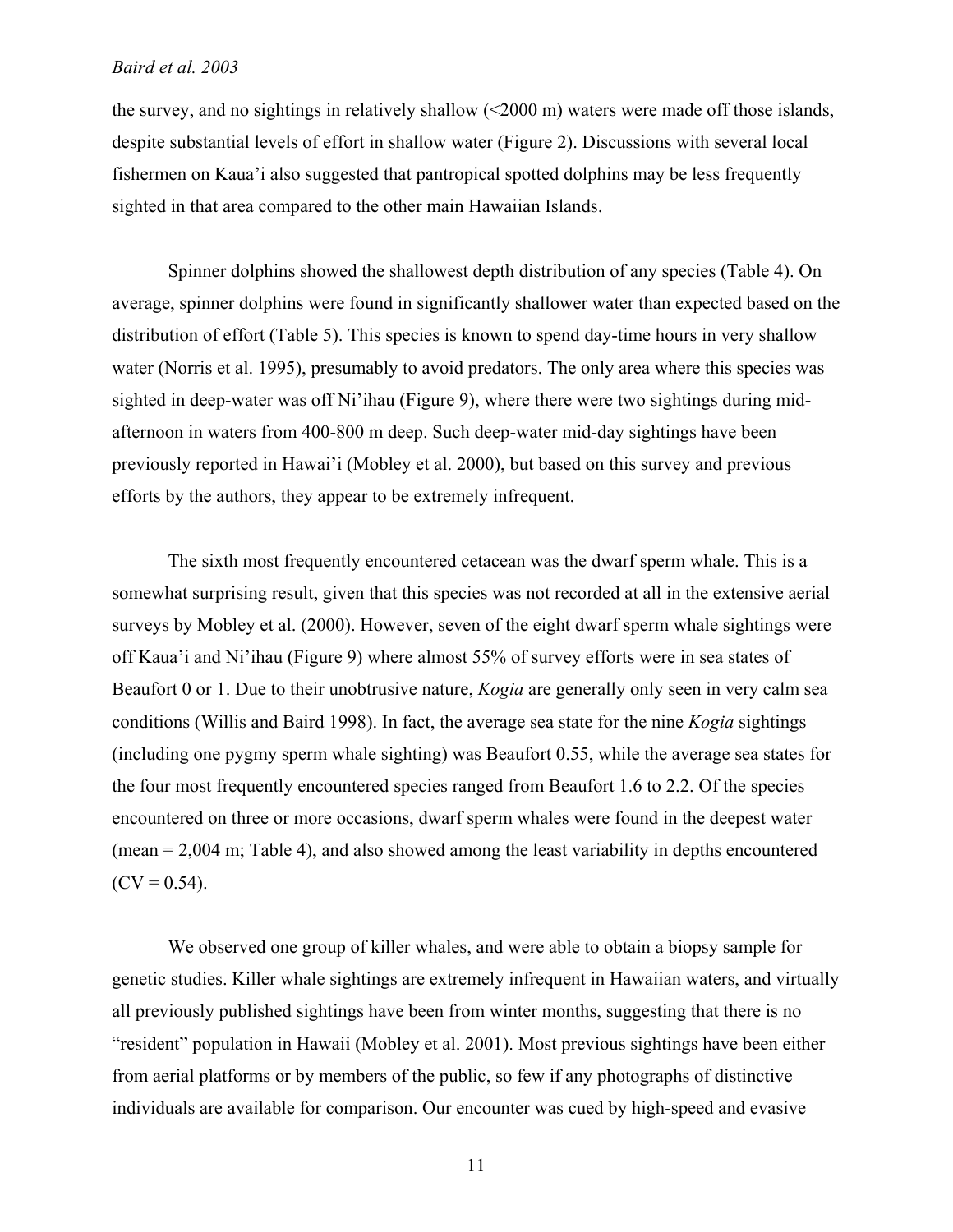the survey, and no sightings in relatively shallow (<2000 m) waters were made off those islands, despite substantial levels of effort in shallow water (Figure 2). Discussions with several local fishermen on Kaua'i also suggested that pantropical spotted dolphins may be less frequently sighted in that area compared to the other main Hawaiian Islands.

Spinner dolphins showed the shallowest depth distribution of any species (Table 4). On average, spinner dolphins were found in significantly shallower water than expected based on the distribution of effort (Table 5). This species is known to spend day-time hours in very shallow water (Norris et al. 1995), presumably to avoid predators. The only area where this species was sighted in deep-water was off Ni'ihau (Figure 9), where there were two sightings during mid-afternoon in waters from 400-800 m deep. Such deep-water mid-day sightings have been previously reported in Hawai'i (Mobley et al. 2000), but based on this survey and previous efforts by the authors, they appear to be extremely infrequent.

The sixth most frequently encountered cetacean was the dwarf sperm whale. This is a somewhat surprising result, given that this species was not recorded at all in the extensive aerial surveys by Mobley et al. (2000). However, seven of the eight dwarf sperm whale sightings were off Kaua'i and Ni'ihau (Figure 9) where almost 55% of survey efforts were in sea states of Beaufort 0 or 1. Due to their unobtrusive nature, *Kogia* are generally only seen in very calm sea conditions (Willis and Baird 1998). In fact, the average sea state for the nine *Kogia* sightings (including one pygmy sperm whale sighting) was Beaufort 0.55, while the average sea states for the four most frequently encountered species ranged from Beaufort 1.6 to 2.2. Of the species encountered on three or more occasions, dwarf sperm whales were found in the deepest water (mean = 2,004 m; Table 4), and also showed among the least variability in depths encountered (CV = 0.54).

We observed one group of killer whales, and were able to obtain a biopsy sample for genetic studies. Killer whale sightings are extremely infrequent in Hawaiian waters, and virtually all previously published sightings have been from winter months, suggesting that there is no "resident" population in Hawaii (Mobley et al. 2001). Most previous sightings have been either from aerial platforms or by members of the public, so few if any photographs of distinctive individuals are available for comparison. Our encounter was cued by high-speed and evasive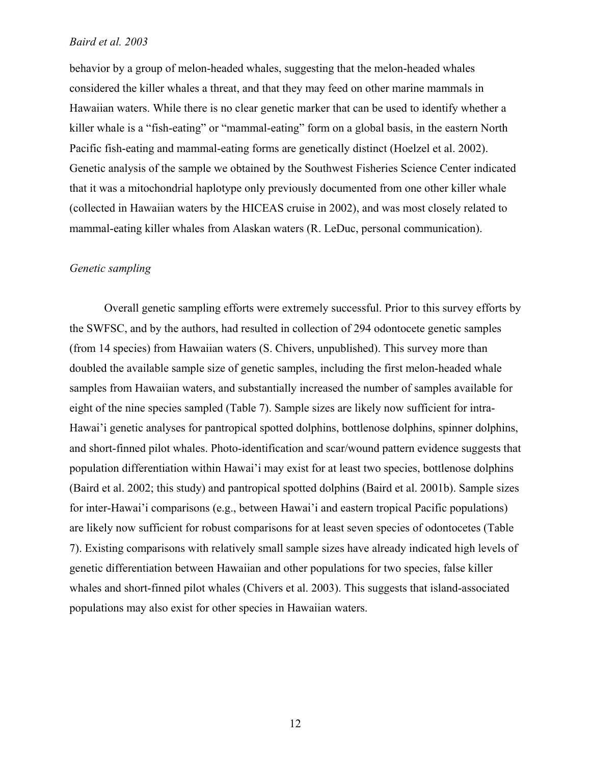behavior by a group of melon-headed whales, suggesting that the melon-headed whales considered the killer whales a threat, and that they may feed on other marine mammals in Hawaiian waters. While there is no clear genetic marker that can be used to identify whether a killer whale is a "fish-eating" or "mammal-eating" form on a global basis, in the eastern North Pacific fish-eating and mammal-eating forms are genetically distinct (Hoelzel et al. 2002). Genetic analysis of the sample we obtained by the Southwest Fisheries Science Center indicated that it was a mitochondrial haplotype only previously documented from one other killer whale (collected in Hawaiian waters by the HICEAS cruise in 2002), and was most closely related to mammal-eating killer whales from Alaskan waters (R. LeDuc, personal communication).

*Genetic sampling*

Overall genetic sampling efforts were extremely successful. Prior to this survey efforts by the SWFSC, and by the authors, had resulted in collection of 294 odontocete genetic samples (from 14 species) from Hawaiian waters (S. Chivers, unpublished). This survey more than doubled the available sample size of genetic samples, including the first melon-headed whale samples from Hawaiian waters, and substantially increased the number of samples available for eight of the nine species sampled (Table 7). Sample sizes are likely now sufficient for intra-Hawai'i genetic analyses for pantropical spotted dolphins, bottlenose dolphins, spinner dolphins, and short-finned pilot whales. Photo-identification and scar/wound pattern evidence suggests that population differentiation within Hawai'i may exist for at least two species, bottlenose dolphins (Baird et al. 2002; this study) and pantropical spotted dolphins (Baird et al. 2001b). Sample sizes for inter-Hawai'i comparisons (e.g., between Hawai'i and eastern tropical Pacific populations) are likely now sufficient for robust comparisons for at least seven species of odontocetes (Table 7). Existing comparisons with relatively small sample sizes have already indicated high levels of genetic differentiation between Hawaiian and other populations for two species, false killer whales and short-finned pilot whales (Chivers et al. 2003). This suggests that island-associated populations may also exist for other species in Hawaiian waters.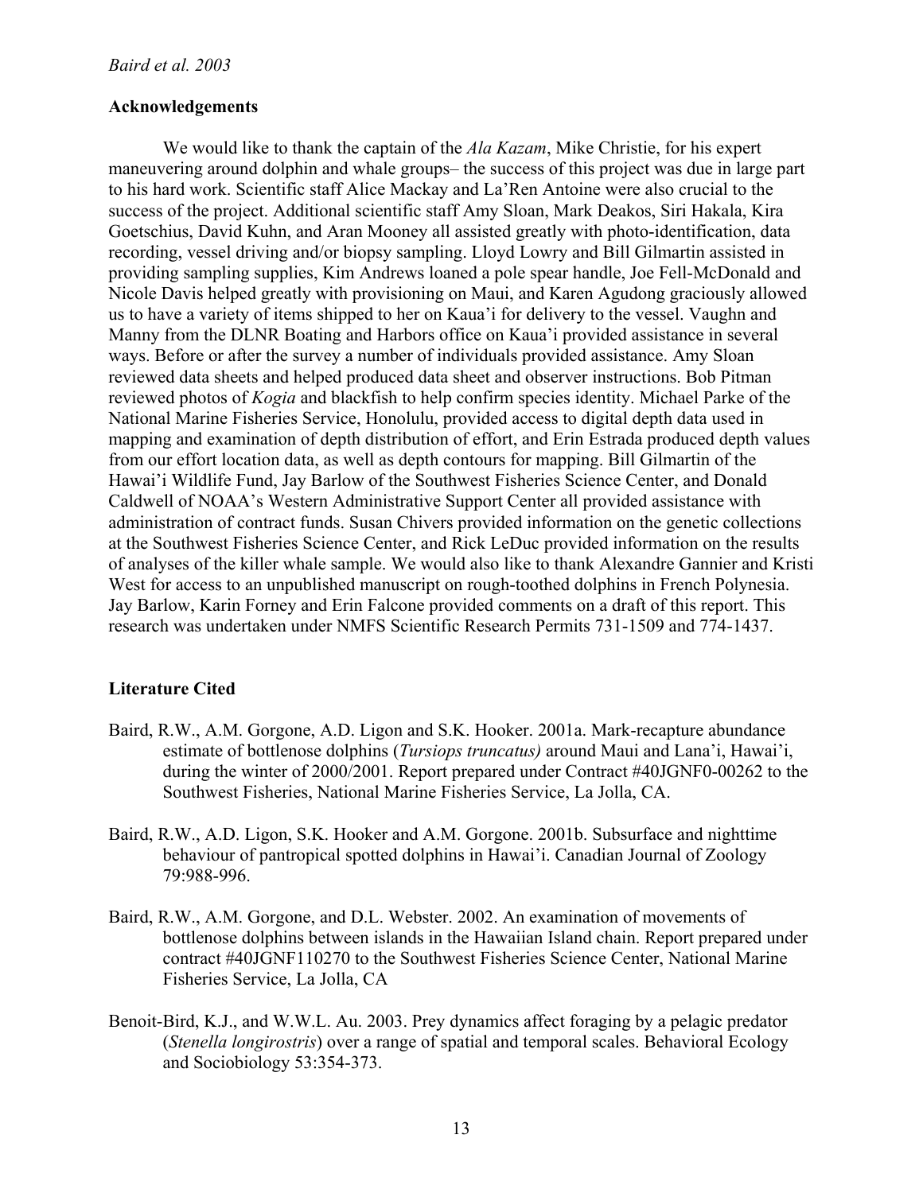## Acknowledgements

We would like to thank the captain of the *Ala Kazam*, Mike Christie, for his expert maneuvering around dolphin and whale groups– the success of this project was due in large part to his hard work. Scientific staff Alice Mackay and La'Ren Antoine were also crucial to the success of the project. Additional scientific staff Amy Sloan, Mark Deakos, Siri Hakala, Kira Goetschius, David Kuhn, and Aran Mooney all assisted greatly with photo-identification, data recording, vessel driving and/or biopsy sampling. Lloyd Lowry and Bill Gilmartin assisted in providing sampling supplies, Kim Andrews loaned a pole spear handle, Joe Fell-McDonald and Nicole Davis helped greatly with provisioning on Maui, and Karen Agudong graciously allowed us to have a variety of items shipped to her on Kaua'i for delivery to the vessel. Vaughn and Manny from the DLNR Boating and Harbors office on Kaua'i provided assistance in several ways. Before or after the survey a number of individuals provided assistance. Amy Sloan reviewed data sheets and helped produced data sheet and observer instructions. Bob Pitman reviewed photos of *Kogia* and blackfish to help confirm species identity. Michael Parke of the National Marine Fisheries Service, Honolulu, provided access to digital depth data used in mapping and examination of depth distribution of effort, and Erin Estrada produced depth values from our effort location data, as well as depth contours for mapping. Bill Gilmartin of the Hawai'i Wildlife Fund, Jay Barlow of the Southwest Fisheries Science Center, and Donald Caldwell of NOAA's Western Administrative Support Center all provided assistance with administration of contract funds. Susan Chivers provided information on the genetic collections at the Southwest Fisheries Science Center, and Rick LeDuc provided information on the results of analyses of the killer whale sample. We would also like to thank Alexandre Gannier and Kristi West for access to an unpublished manuscript on rough-toothed dolphins in French Polynesia. Jay Barlow, Karin Forney and Erin Falcone provided comments on a draft of this report. This research was undertaken under NMFS Scientific Research Permits 731-1509 and 774-1437.

## Literature Cited

Baird, R.W., A.M. Gorgone, A.D. Ligon and S.K. Hooker. 2001a. Mark-recapture abundance estimate of bottlenose dolphins (*Tursiops truncatus)* around Maui and Lana'i, Hawai'i, during the winter of 2000/2001. Report prepared under Contract #40JGNF0-00262 to the Southwest Fisheries, National Marine Fisheries Service, La Jolla, CA.

Baird, R.W., A.D. Ligon, S.K. Hooker and A.M. Gorgone. 2001b. Subsurface and nighttime behaviour of pantropical spotted dolphins in Hawai'i. Canadian Journal of Zoology 79:988-996.

Baird, R.W., A.M. Gorgone, and D.L. Webster. 2002. An examination of movements of bottlenose dolphins between islands in the Hawaiian Island chain. Report prepared under contract #40JGNF110270 to the Southwest Fisheries Science Center, National Marine Fisheries Service, La Jolla, CA

Benoit-Bird, K.J., and W.W.L. Au. 2003. Prey dynamics affect foraging by a pelagic predator (*Stenella longirostris*) over a range of spatial and temporal scales. Behavioral Ecology and Sociobiology 53:354-373.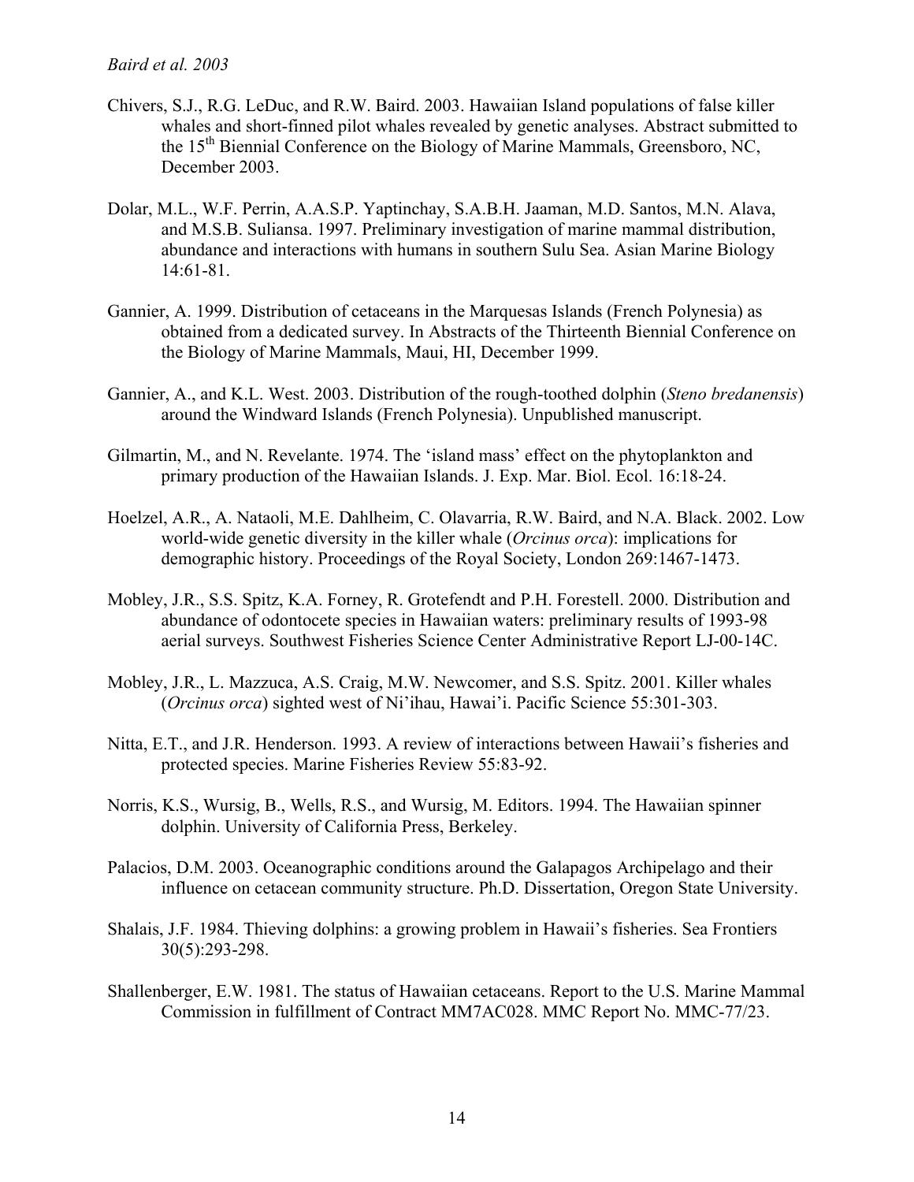Chivers, S.J., R.G. LeDuc, and R.W. Baird. 2003. Hawaiian Island populations of false killer whales and short-finned pilot whales revealed by genetic analyses. Abstract submitted to the 15th Biennial Conference on the Biology of Marine Mammals, Greensboro, NC, December 2003.

Dolar, M.L., W.F. Perrin, A.A.S.P. Yaptinchay, S.A.B.H. Jaaman, M.D. Santos, M.N. Alava, and M.S.B. Suliansa. 1997. Preliminary investigation of marine mammal distribution, abundance and interactions with humans in southern Sulu Sea. Asian Marine Biology 14:61-81.

Gannier, A. 1999. Distribution of cetaceans in the Marquesas Islands (French Polynesia) as obtained from a dedicated survey. In Abstracts of the Thirteenth Biennial Conference on the Biology of Marine Mammals, Maui, HI, December 1999.

Gannier, A., and K.L. West. 2003. Distribution of the rough-toothed dolphin (*Steno bredanensis*) around the Windward Islands (French Polynesia). Unpublished manuscript.

Gilmartin, M., and N. Revelante. 1974. The 'island mass' effect on the phytoplankton and primary production of the Hawaiian Islands. J. Exp. Mar. Biol. Ecol. 16:18-24.

Hoelzel, A.R., A. Nataoli, M.E. Dahlheim, C. Olavarria, R.W. Baird, and N.A. Black. 2002. Low world-wide genetic diversity in the killer whale (*Orcinus orca*): implications for demographic history. Proceedings of the Royal Society, London 269:1467-1473.

Mobley, J.R., S.S. Spitz, K.A. Forney, R. Grotefendt and P.H. Forestell. 2000. Distribution and abundance of odontocete species in Hawaiian waters: preliminary results of 1993-98 aerial surveys. Southwest Fisheries Science Center Administrative Report LJ-00-14C.

Mobley, J.R., L. Mazzuca, A.S. Craig, M.W. Newcomer, and S.S. Spitz. 2001. Killer whales (*Orcinus orca*) sighted west of Ni'ihau, Hawai'i. Pacific Science 55:301-303.

Nitta, E.T., and J.R. Henderson. 1993. A review of interactions between Hawaii's fisheries and protected species. Marine Fisheries Review 55:83-92.

Norris, K.S., Wursig, B., Wells, R.S., and Wursig, M. Editors. 1994. The Hawaiian spinner dolphin. University of California Press, Berkeley.

Palacios, D.M. 2003. Oceanographic conditions around the Galapagos Archipelago and their influence on cetacean community structure. Ph.D. Dissertation, Oregon State University.

Shalais, J.F. 1984. Thieving dolphins: a growing problem in Hawaii's fisheries. Sea Frontiers 30(5):293-298.

Shallenberger, E.W. 1981. The status of Hawaiian cetaceans. Report to the U.S. Marine Mammal Commission in fulfillment of Contract MM7AC028. MMC Report No. MMC-77/23.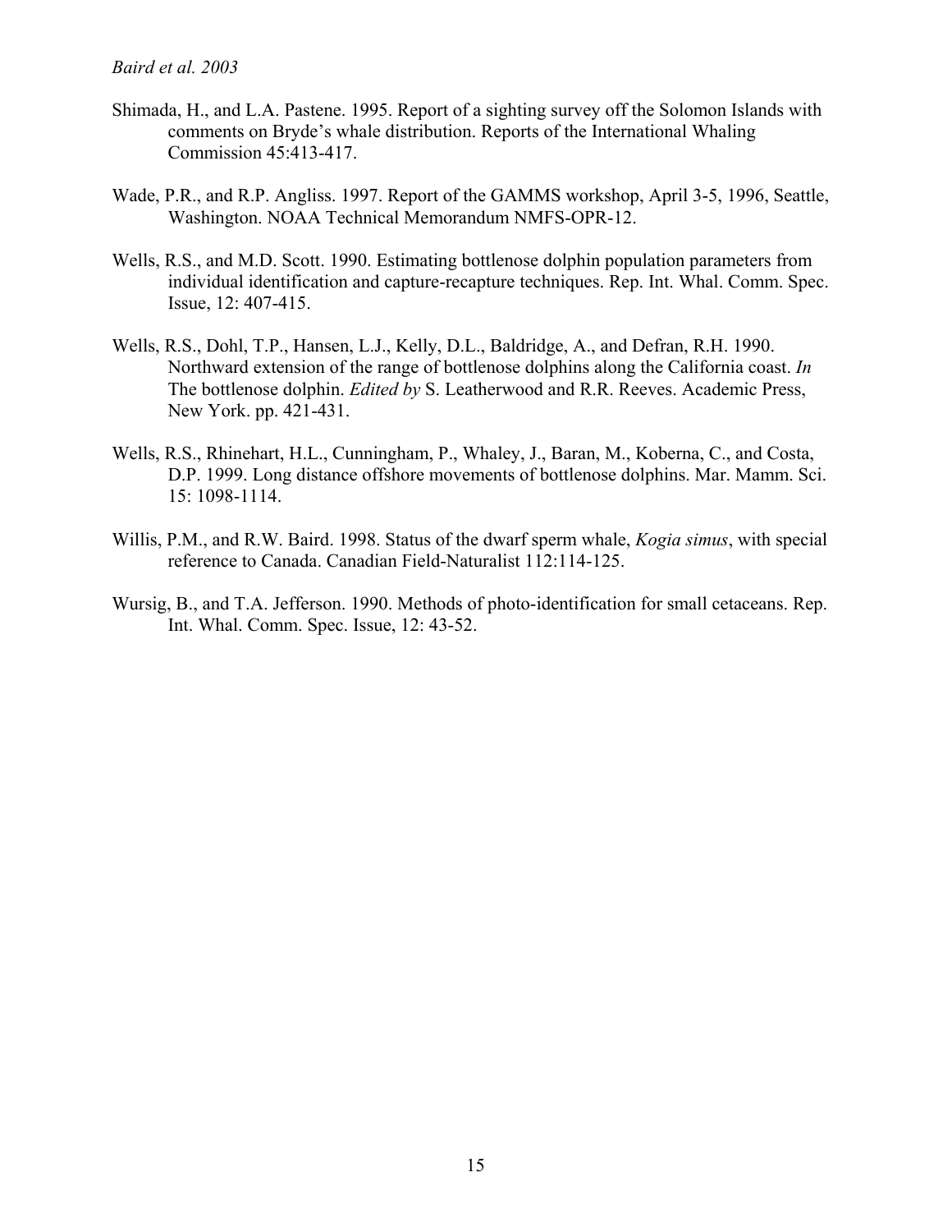Shimada, H., and L.A. Pastene. 1995. Report of a sighting survey off the Solomon Islands with comments on Bryde's whale distribution. Reports of the International Whaling Commission 45:413-417.

Wade, P.R., and R.P. Angliss. 1997. Report of the GAMMS workshop, April 3-5, 1996, Seattle, Washington. NOAA Technical Memorandum NMFS-OPR-12.

Wells, R.S., and M.D. Scott. 1990. Estimating bottlenose dolphin population parameters from individual identification and capture-recapture techniques. Rep. Int. Whal. Comm. Spec. Issue, 12: 407-415.

Wells, R.S., Dohl, T.P., Hansen, L.J., Kelly, D.L., Baldridge, A., and Defran, R.H. 1990. Northward extension of the range of bottlenose dolphins along the California coast. *In* The bottlenose dolphin. *Edited by* S. Leatherwood and R.R. Reeves. Academic Press, New York. pp. 421-431.

Wells, R.S., Rhinehart, H.L., Cunningham, P., Whaley, J., Baran, M., Koberna, C., and Costa, D.P. 1999. Long distance offshore movements of bottlenose dolphins. Mar. Mamm. Sci. 15: 1098-1114.

Willis, P.M., and R.W. Baird. 1998. Status of the dwarf sperm whale, *Kogia simus*, with special reference to Canada. Canadian Field-Naturalist 112:114-125.

Wursig, B., and T.A. Jefferson. 1990. Methods of photo-identification for small cetaceans. Rep. Int. Whal. Comm. Spec. Issue, 12: 43-52.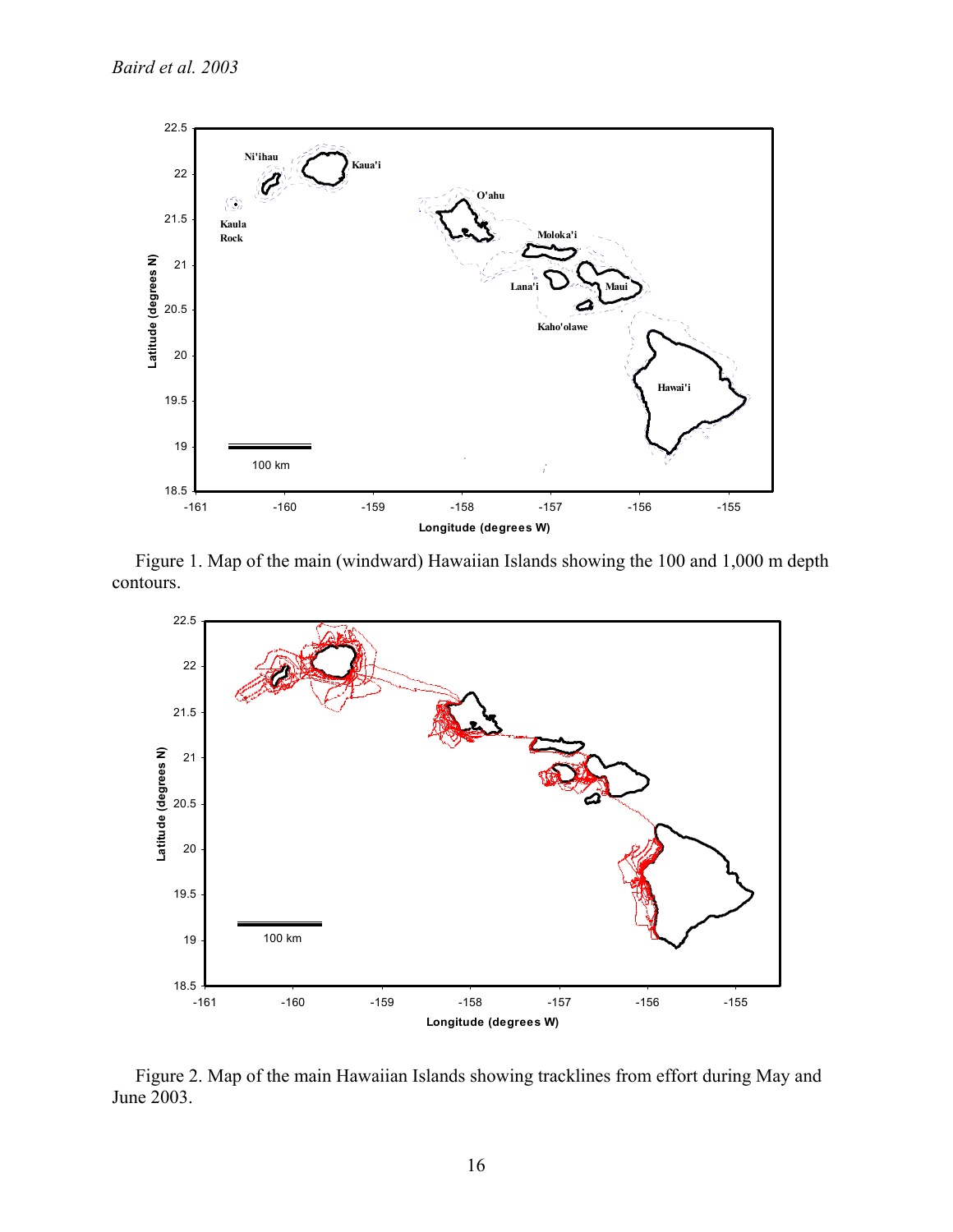Figure 1. Map of the main (windward) Hawaiian Islands showing the 100 and 1,000 m depth contours.

Figure 2. Map of the main Hawaiian Islands showing tracklines from effort during May and June 2003.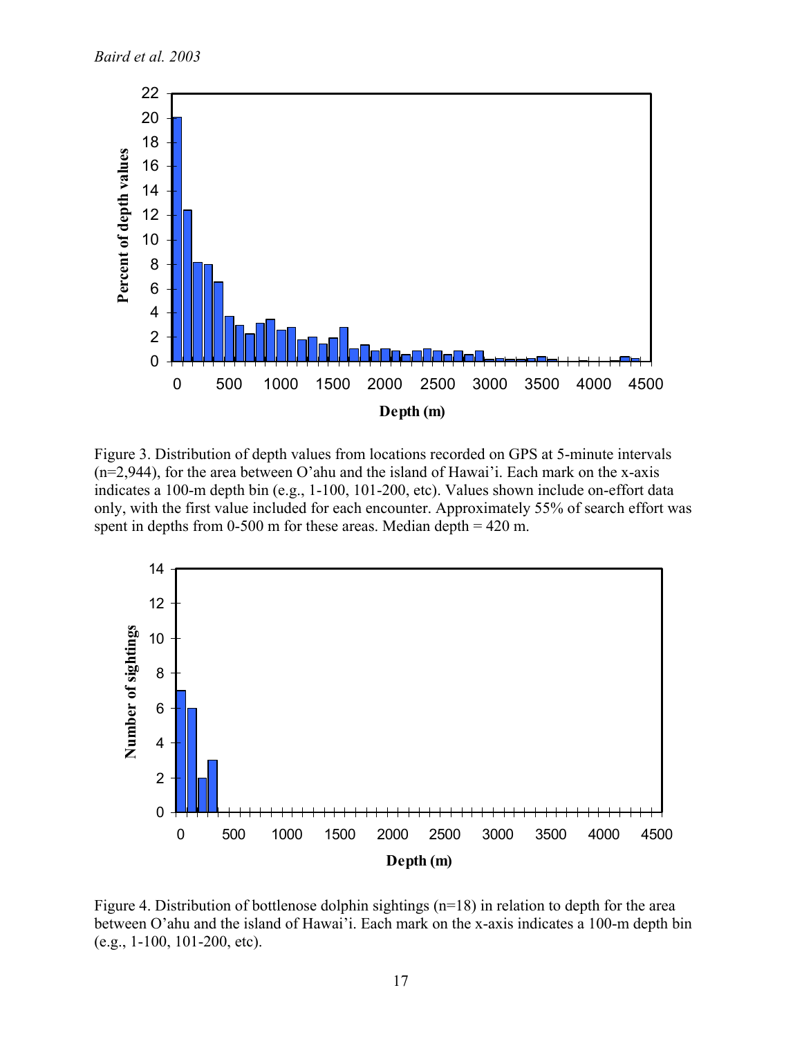Figure 3. Distribution of depth values from locations recorded on GPS at 5-minute intervals (n=2,944), for the area between O'ahu and the island of Hawai'i. Each mark on the x-axis indicates a 100-m depth bin (e.g., 1-100, 101-200, etc). Values shown include on-effort data only, with the first value included for each encounter. Approximately 55% of search effort was spent in depths from 0-500 m for these areas. Median depth = 420 m.

Figure 4. Distribution of bottlenose dolphin sightings (n=18) in relation to depth for the area between O'ahu and the island of Hawai'i. Each mark on the x-axis indicates a 100-m depth bin (e.g., 1-100, 101-200, etc).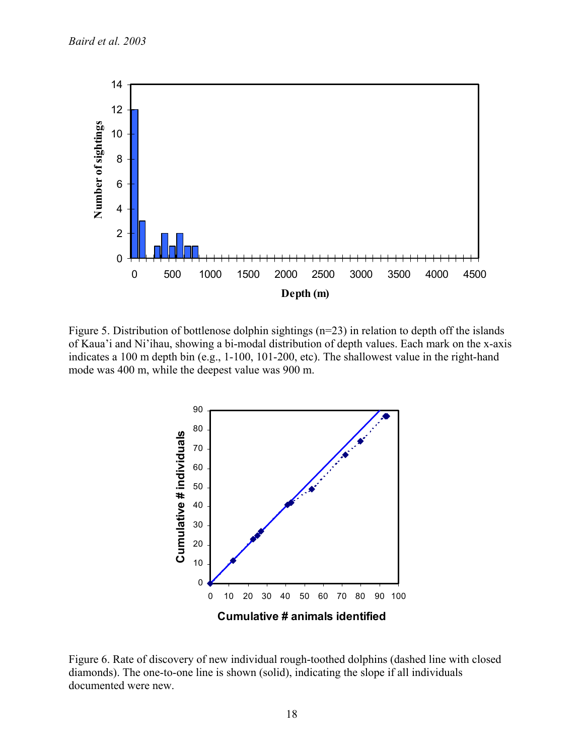Figure 5. Distribution of bottlenose dolphin sightings (n=23) in relation to depth off the islands of Kaua'i and Ni'ihau, showing a bi-modal distribution of depth values. Each mark on the x-axis indicates a 100 m depth bin (e.g., 1-100, 101-200, etc). The shallowest value in the right-hand mode was 400 m, while the deepest value was 900 m.

Figure 6. Rate of discovery of new individual rough-toothed dolphins (dashed line with closed diamonds). The one-to-one line is shown (solid), indicating the slope if all individuals documented were new.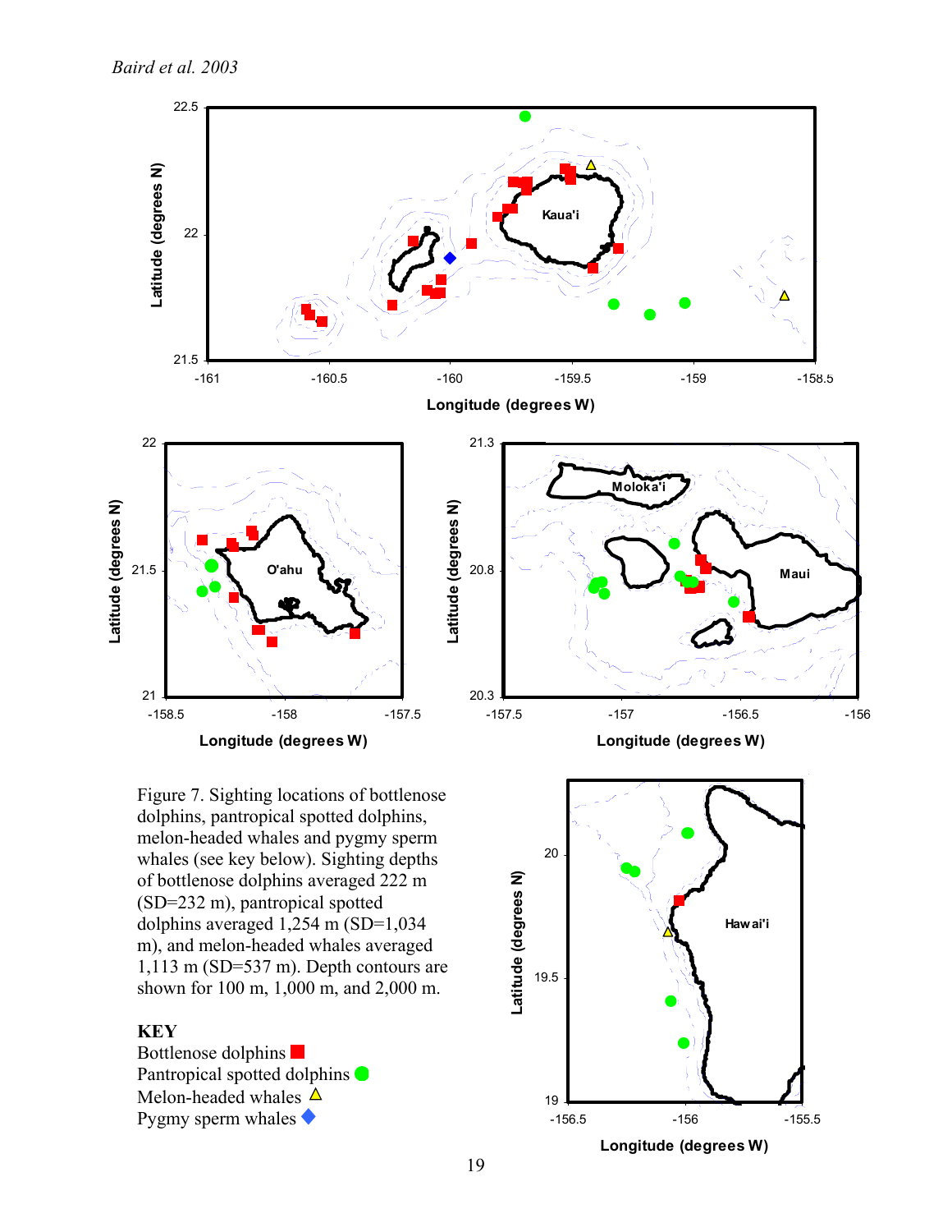Figure 7. Sighting locations of bottlenose dolphins, pantropical spotted dolphins, melon-headed whales and pygmy sperm whales (see key below). Sighting depths of bottlenose dolphins averaged 222 m (SD=232 m), pantropical spotted dolphins averaged 1,254 m (SD=1,034 m), and melon-headed whales averaged 1,113 m (SD=537 m). Depth contours are shown for 100 m, 1,000 m, and 2,000 m.

**KEY**

Bottlenose dolphins ■
Pantropical spotted dolphins ●
Melon-headed whales △
Pygmy sperm whales ◆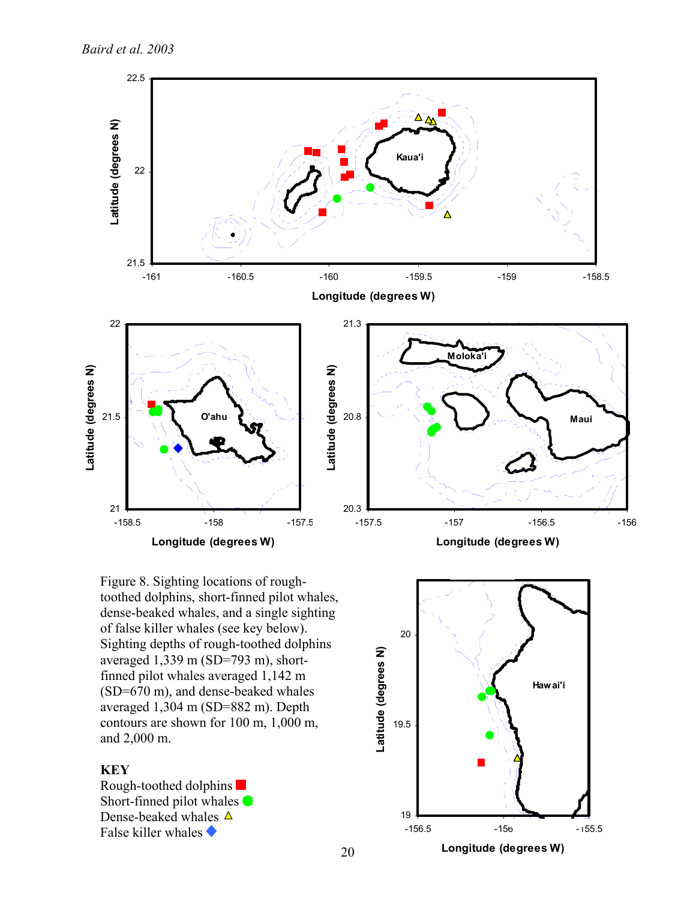Figure 8. Sighting locations of rough-toothed dolphins, short-finned pilot whales, dense-beaked whales, and a single sighting of false killer whales (see key below). Sighting depths of rough-toothed dolphins averaged 1,339 m (SD=793 m), short-finned pilot whales averaged 1,142 m (SD=670 m), and dense-beaked whales averaged 1,304 m (SD=882 m). Depth contours are shown for 100 m, 1,000 m, and 2,000 m.

**KEY**

Rough-toothed dolphins ■
Short-finned pilot whales ●
Dense-beaked whales △
False killer whales ◆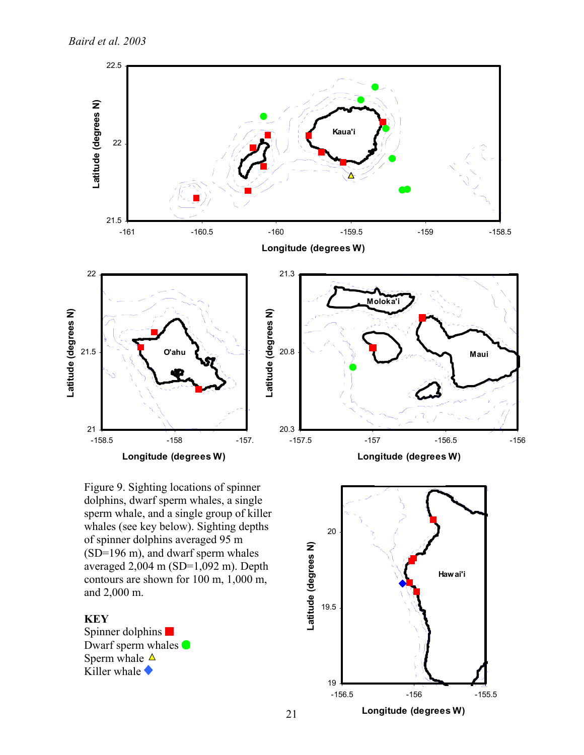Figure 9. Sighting locations of spinner dolphins, dwarf sperm whales, a single sperm whale, and a single group of killer whales (see key below). Sighting depths of spinner dolphins averaged 95 m (SD=196 m), and dwarf sperm whales averaged 2,004 m (SD=1,092 m). Depth contours are shown for 100 m, 1,000 m, and 2,000 m.

**KEY**

Spinner dolphins ■
Dwarf sperm whales ●
Sperm whale △
Killer whale ◆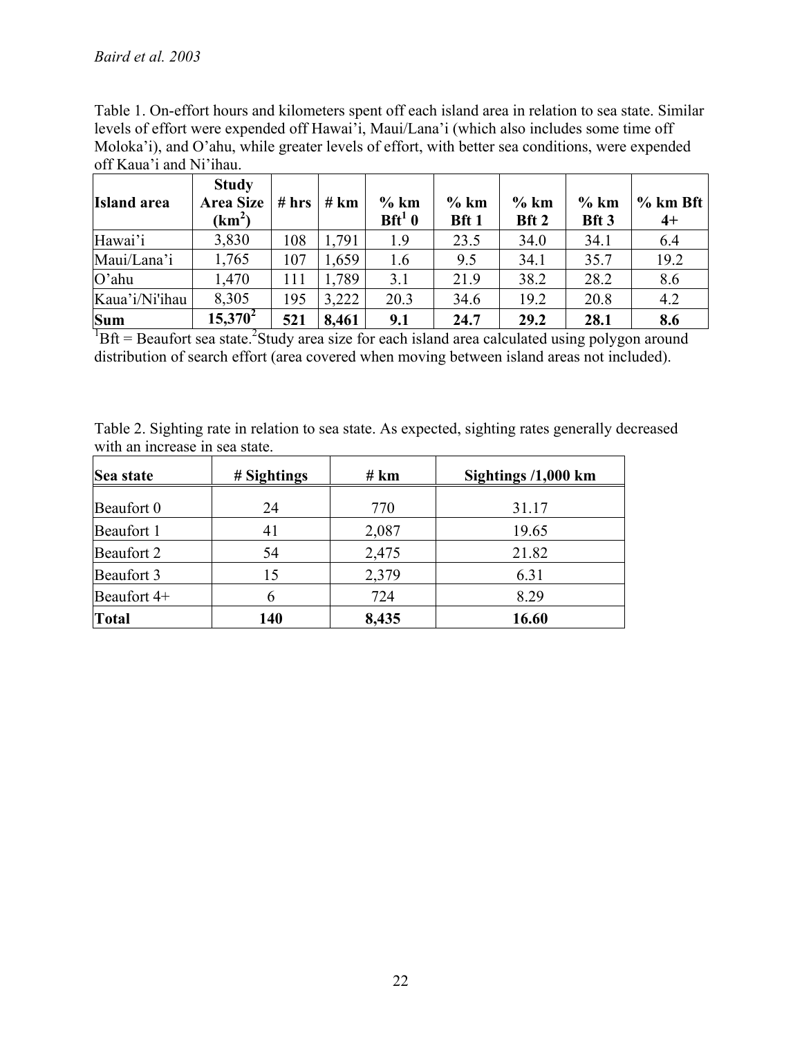Table 1. On-effort hours and kilometers spent off each island area in relation to sea state. Similar levels of effort were expended off Hawai'i, Maui/Lana'i (which also includes some time off Moloka'i), and O'ahu, while greater levels of effort, with better sea conditions, were expended off Kaua'i and Ni'ihau.

| Island area | Study Area Size ($km^2$) | # hrs | # km | % km Bft[1] 0 | % km Bft 1 | % km Bft 2 | % km Bft 3 | % km Bft 4+ |
|---|---|---|---|---|---|---|---|---|
| Hawai'i | 3,830 | 108 | 1,791 | 1.9 | 23.5 | 34.0 | 34.1 | 6.4 |
| Maui/Lana'i | 1,765 | 107 | 1,659 | 1.6 | 9.5 | 34.1 | 35.7 | 19.2 |
| O'ahu | 1,470 | 111 | 1,789 | 3.1 | 21.9 | 38.2 | 28.2 | 8.6 |
| Kaua'i/Ni'ihau | 8,305 | 195 | 3,222 | 20.3 | 34.6 | 19.2 | 20.8 | 4.2 |
| **Sum** | **15,370[2]** | **521** | **8,461** | **9.1** | **24.7** | **29.2** | **28.1** | **8.6** |

[1]Bft = Beaufort sea state.[2]Study area size for each island area calculated using polygon around distribution of search effort (area covered when moving between island areas not included).

Table 2. Sighting rate in relation to sea state. As expected, sighting rates generally decreased with an increase in sea state.

| Sea state | # Sightings | # km | Sightings /1,000 km |
|---|---|---|---|
| Beaufort 0 | 24 | 770 | 31.17 |
| Beaufort 1 | 41 | 2,087 | 19.65 |
| Beaufort 2 | 54 | 2,475 | 21.82 |
| Beaufort 3 | 15 | 2,379 | 6.31 |
| Beaufort 4+ | 6 | 724 | 8.29 |
| **Total** | **140** | **8,435** | **16.60** |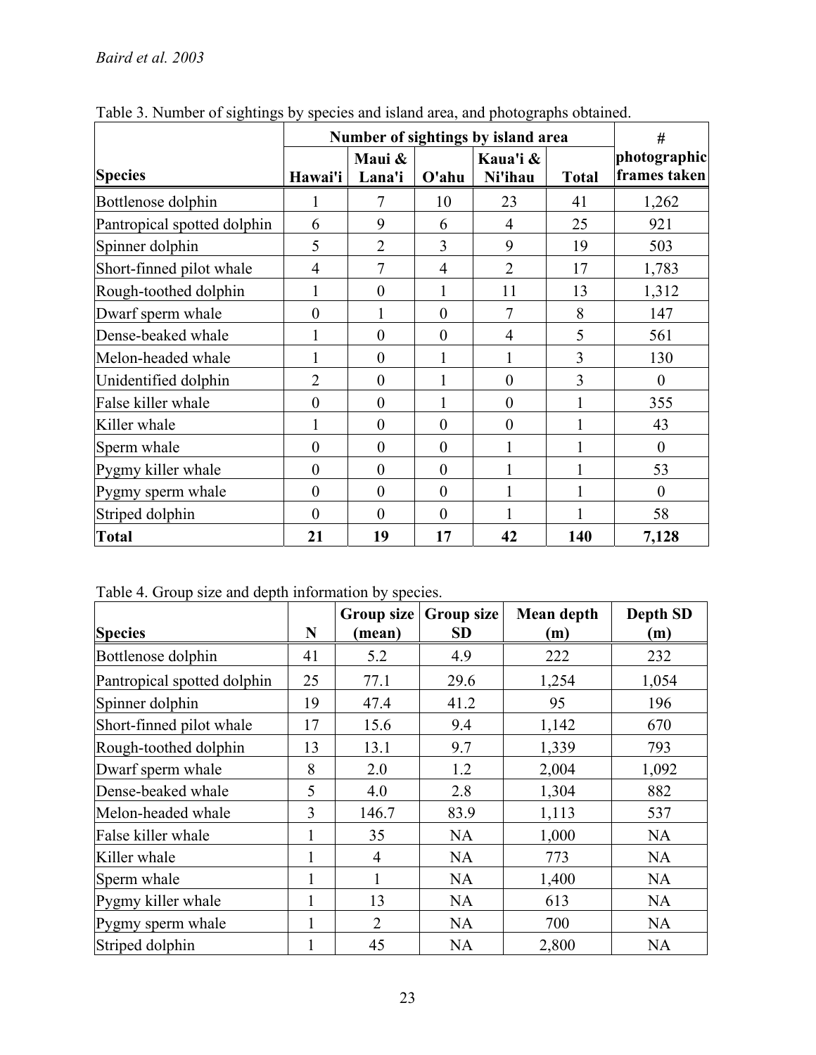Table 3. Number of sightings by species and island area, and photographs obtained.

| Species | Number of sightings by island area | | | | | # photographic frames taken |
|---|---|---|---|---|---|---|
| | Hawai'i | Maui & Lana'i | O'ahu | Kaua'i & Ni'ihau | Total | |
| Bottlenose dolphin | 1 | 7 | 10 | 23 | 41 | 1,262 |
| Pantropical spotted dolphin | 6 | 9 | 6 | 4 | 25 | 921 |
| Spinner dolphin | 5 | 2 | 3 | 9 | 19 | 503 |
| Short-finned pilot whale | 4 | 7 | 4 | 2 | 17 | 1,783 |
| Rough-toothed dolphin | 1 | 0 | 1 | 11 | 13 | 1,312 |
| Dwarf sperm whale | 0 | 1 | 0 | 7 | 8 | 147 |
| Dense-beaked whale | 1 | 0 | 0 | 4 | 5 | 561 |
| Melon-headed whale | 1 | 0 | 1 | 1 | 3 | 130 |
| Unidentified dolphin | 2 | 0 | 1 | 0 | 3 | 0 |
| False killer whale | 0 | 0 | 1 | 0 | 1 | 355 |
| Killer whale | 1 | 0 | 0 | 0 | 1 | 43 |
| Sperm whale | 0 | 0 | 0 | 1 | 1 | 0 |
| Pygmy killer whale | 0 | 0 | 0 | 1 | 1 | 53 |
| Pygmy sperm whale | 0 | 0 | 0 | 1 | 1 | 0 |
| Striped dolphin | 0 | 0 | 0 | 1 | 1 | 58 |
| **Total** | **21** | **19** | **17** | **42** | **140** | **7,128** |

Table 4. Group size and depth information by species.

| Species | N | Group size (mean) | Group size SD | Mean depth (m) | Depth SD (m) |
|---|---|---|---|---|---|
| Bottlenose dolphin | 41 | 5.2 | 4.9 | 222 | 232 |
| Pantropical spotted dolphin | 25 | 77.1 | 29.6 | 1,254 | 1,054 |
| Spinner dolphin | 19 | 47.4 | 41.2 | 95 | 196 |
| Short-finned pilot whale | 17 | 15.6 | 9.4 | 1,142 | 670 |
| Rough-toothed dolphin | 13 | 13.1 | 9.7 | 1,339 | 793 |
| Dwarf sperm whale | 8 | 2.0 | 1.2 | 2,004 | 1,092 |
| Dense-beaked whale | 5 | 4.0 | 2.8 | 1,304 | 882 |
| Melon-headed whale | 3 | 146.7 | 83.9 | 1,113 | 537 |
| False killer whale | 1 | 35 | NA | 1,000 | NA |
| Killer whale | 1 | 4 | NA | 773 | NA |
| Sperm whale | 1 | 1 | NA | 1,400 | NA |
| Pygmy killer whale | 1 | 13 | NA | 613 | NA |
| Pygmy sperm whale | 1 | 2 | NA | 700 | NA |
| Striped dolphin | 1 | 45 | NA | 2,800 | NA |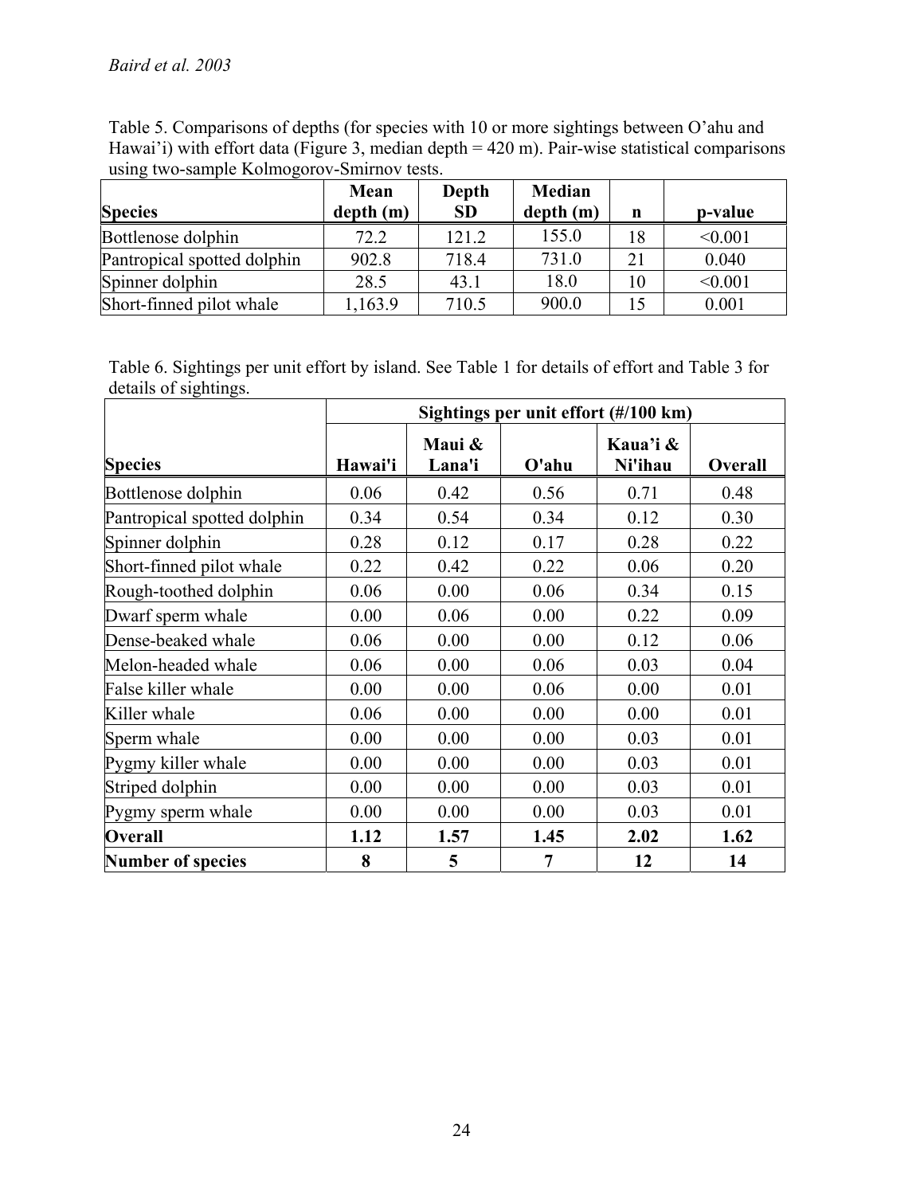Table 5. Comparisons of depths (for species with 10 or more sightings between O'ahu and Hawai'i) with effort data (Figure 3, median depth = 420 m). Pair-wise statistical comparisons using two-sample Kolmogorov-Smirnov tests.

| Species | Mean depth (m) | Depth SD | Median depth (m) | n | p-value |
|---|---|---|---|---|---|
| Bottlenose dolphin | 72.2 | 121.2 | 155.0 | 18 | <0.001 |
| Pantropical spotted dolphin | 902.8 | 718.4 | 731.0 | 21 | 0.040 |
| Spinner dolphin | 28.5 | 43.1 | 18.0 | 10 | <0.001 |
| Short-finned pilot whale | 1,163.9 | 710.5 | 900.0 | 15 | 0.001 |

Table 6. Sightings per unit effort by island. See Table 1 for details of effort and Table 3 for details of sightings.

| | Sightings per unit effort (#/100 km) | | | | |
|---|---|---|---|---|---|
| **Species** | **Hawai'i** | **Maui & Lana'i** | **O'ahu** | **Kaua'i & Ni'ihau** | **Overall** |
| Bottlenose dolphin | 0.06 | 0.42 | 0.56 | 0.71 | 0.48 |
| Pantropical spotted dolphin | 0.34 | 0.54 | 0.34 | 0.12 | 0.30 |
| Spinner dolphin | 0.28 | 0.12 | 0.17 | 0.28 | 0.22 |
| Short-finned pilot whale | 0.22 | 0.42 | 0.22 | 0.06 | 0.20 |
| Rough-toothed dolphin | 0.06 | 0.00 | 0.06 | 0.34 | 0.15 |
| Dwarf sperm whale | 0.00 | 0.06 | 0.00 | 0.22 | 0.09 |
| Dense-beaked whale | 0.06 | 0.00 | 0.00 | 0.12 | 0.06 |
| Melon-headed whale | 0.06 | 0.00 | 0.06 | 0.03 | 0.04 |
| False killer whale | 0.00 | 0.00 | 0.06 | 0.00 | 0.01 |
| Killer whale | 0.06 | 0.00 | 0.00 | 0.00 | 0.01 |
| Sperm whale | 0.00 | 0.00 | 0.00 | 0.03 | 0.01 |
| Pygmy killer whale | 0.00 | 0.00 | 0.00 | 0.03 | 0.01 |
| Striped dolphin | 0.00 | 0.00 | 0.00 | 0.03 | 0.01 |
| Pygmy sperm whale | 0.00 | 0.00 | 0.00 | 0.03 | 0.01 |
| **Overall** | **1.12** | **1.57** | **1.45** | **2.02** | **1.62** |
| **Number of species** | **8** | **5** | **7** | **12** | **14** |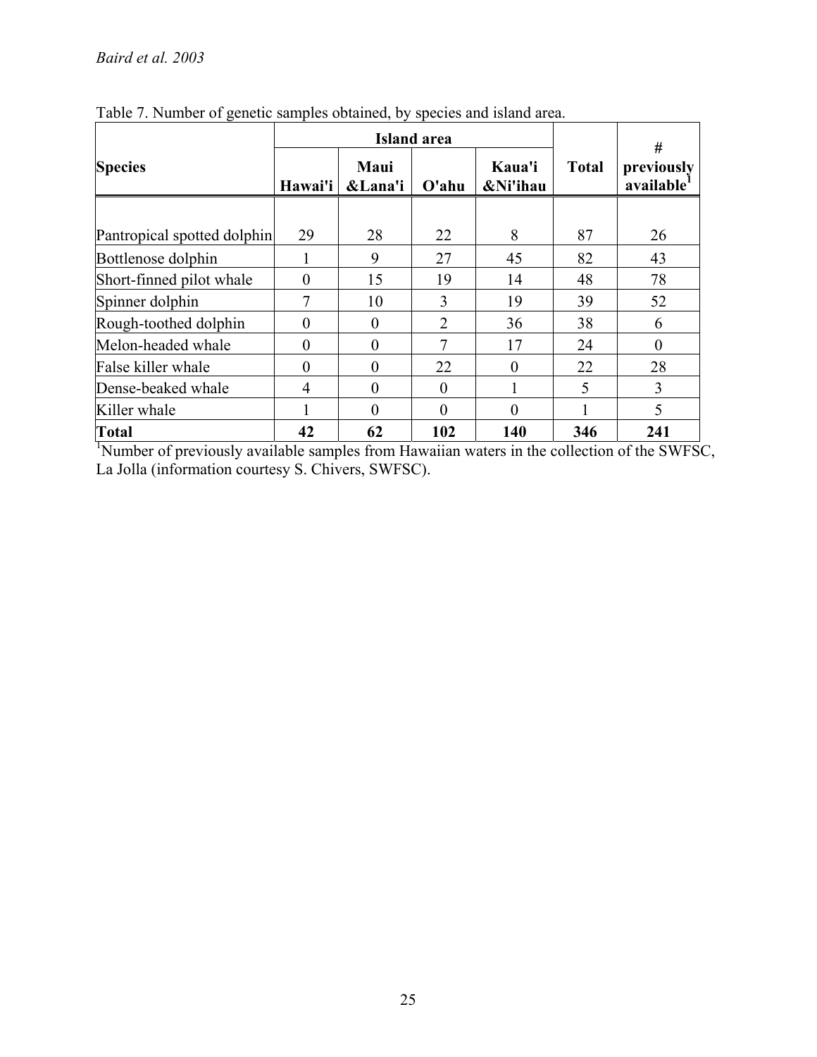Table 7. Number of genetic samples obtained, by species and island area.

| Species | Island area | | | | Total | # previously available[1] |
|---|---|---|---|---|---|---|
| | Hawai'i | Maui &Lana'i | O'ahu | Kaua'i &Ni'ihau | | |
| Pantropical spotted dolphin | 29 | 28 | 22 | 8 | 87 | 26 |
| Bottlenose dolphin | 1 | 9 | 27 | 45 | 82 | 43 |
| Short-finned pilot whale | 0 | 15 | 19 | 14 | 48 | 78 |
| Spinner dolphin | 7 | 10 | 3 | 19 | 39 | 52 |
| Rough-toothed dolphin | 0 | 0 | 2 | 36 | 38 | 6 |
| Melon-headed whale | 0 | 0 | 7 | 17 | 24 | 0 |
| False killer whale | 0 | 0 | 22 | 0 | 22 | 28 |
| Dense-beaked whale | 4 | 0 | 0 | 1 | 5 | 3 |
| Killer whale | 1 | 0 | 0 | 0 | 1 | 5 |
| **Total** | **42** | **62** | **102** | **140** | **346** | **241** |

[1]Number of previously available samples from Hawaiian waters in the collection of the SWFSC, La Jolla (information courtesy S. Chivers, SWFSC).